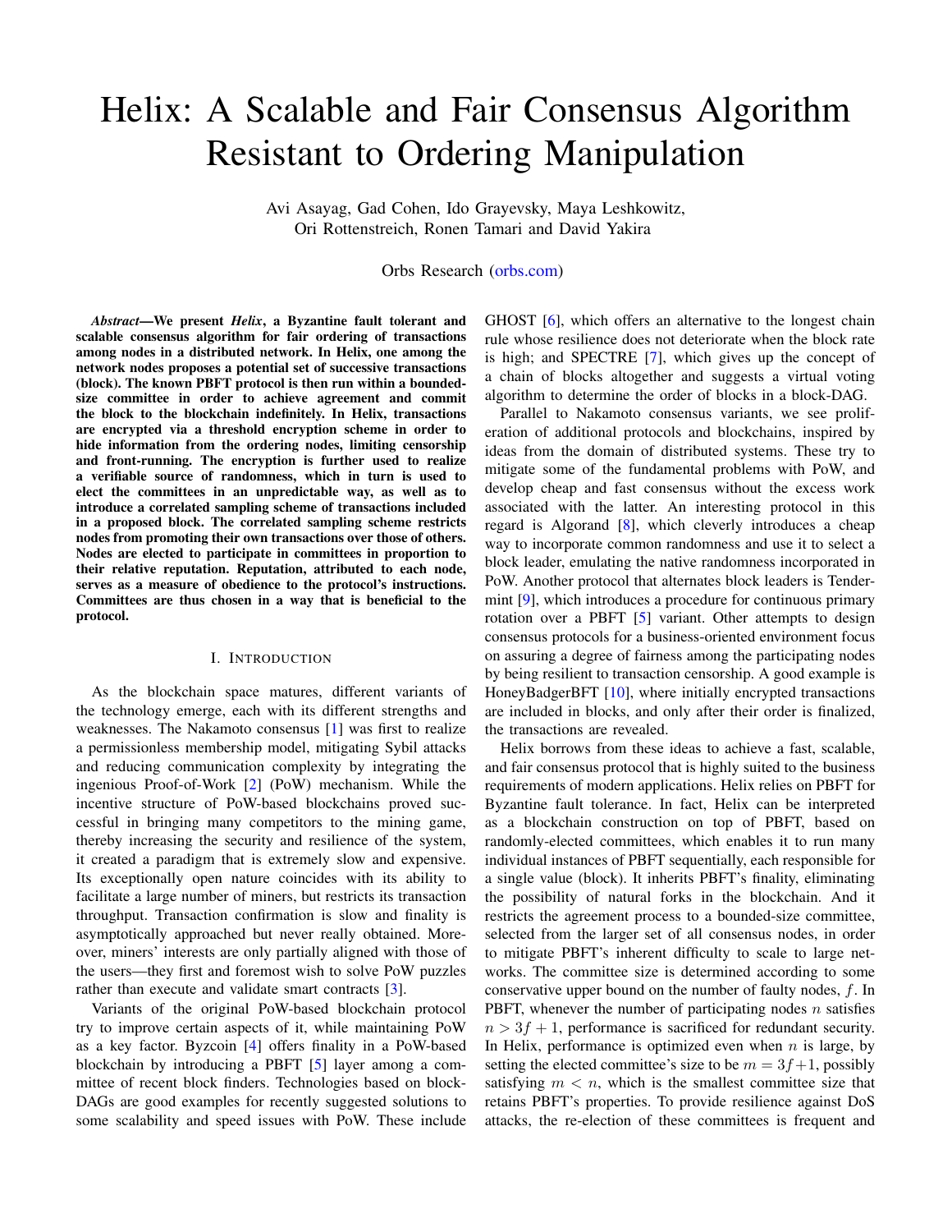# Helix: A Scalable and Fair Consensus Algorithm Resistant to Ordering Manipulation

Avi Asayag, Gad Cohen, Ido Grayevsky, Maya Leshkowitz, Ori Rottenstreich, Ronen Tamari and David Yakira

Orbs Research (orbs.com)

***Abstract*—We present *Helix*, a Byzantine fault tolerant and scalable consensus algorithm for fair ordering of transactions among nodes in a distributed network. In Helix, one among the network nodes proposes a potential set of successive transactions (block). The known PBFT protocol is then run within a bounded-size committee in order to achieve agreement and commit the block to the blockchain indefinitely. In Helix, transactions are encrypted via a threshold encryption scheme in order to hide information from the ordering nodes, limiting censorship and front-running. The encryption is further used to realize a verifiable source of randomness, which in turn is used to elect the committees in an unpredictable way, as well as to introduce a correlated sampling scheme of transactions included in a proposed block. The correlated sampling scheme restricts nodes from promoting their own transactions over those of others. Nodes are elected to participate in committees in proportion to their relative reputation. Reputation, attributed to each node, serves as a measure of obedience to the protocol's instructions. Committees are thus chosen in a way that is beneficial to the protocol.**

## I. Introduction

As the blockchain space matures, different variants of the technology emerge, each with its different strengths and weaknesses. The Nakamoto consensus [1] was first to realize a permissionless membership model, mitigating Sybil attacks and reducing communication complexity by integrating the ingenious Proof-of-Work [2] (PoW) mechanism. While the incentive structure of PoW-based blockchains proved successful in bringing many competitors to the mining game, thereby increasing the security and resilience of the system, it created a paradigm that is extremely slow and expensive. Its exceptionally open nature coincides with its ability to facilitate a large number of miners, but restricts its transaction throughput. Transaction confirmation is slow and finality is asymptotically approached but never really obtained. Moreover, miners' interests are only partially aligned with those of the users—they first and foremost wish to solve PoW puzzles rather than execute and validate smart contracts [3].

Variants of the original PoW-based blockchain protocol try to improve certain aspects of it, while maintaining PoW as a key factor. Byzcoin [4] offers finality in a PoW-based blockchain by introducing a PBFT [5] layer among a committee of recent block finders. Technologies based on block-DAGs are good examples for recently suggested solutions to some scalability and speed issues with PoW. These include GHOST [6], which offers an alternative to the longest chain rule whose resilience does not deteriorate when the block rate is high; and SPECTRE [7], which gives up the concept of a chain of blocks altogether and suggests a virtual voting algorithm to determine the order of blocks in a block-DAG.

Parallel to Nakamoto consensus variants, we see proliferation of additional protocols and blockchains, inspired by ideas from the domain of distributed systems. These try to mitigate some of the fundamental problems with PoW, and develop cheap and fast consensus without the excess work associated with the latter. An interesting protocol in this regard is Algorand [8], which cleverly introduces a cheap way to incorporate common randomness and use it to select a block leader, emulating the native randomness incorporated in PoW. Another protocol that alternates block leaders is Tendermint [9], which introduces a procedure for continuous primary rotation over a PBFT [5] variant. Other attempts to design consensus protocols for a business-oriented environment focus on assuring a degree of fairness among the participating nodes by being resilient to transaction censorship. A good example is HoneyBadgerBFT [10], where initially encrypted transactions are included in blocks, and only after their order is finalized, the transactions are revealed.

Helix borrows from these ideas to achieve a fast, scalable, and fair consensus protocol that is highly suited to the business requirements of modern applications. Helix relies on PBFT for Byzantine fault tolerance. In fact, Helix can be interpreted as a blockchain construction on top of PBFT, based on randomly-elected committees, which enables it to run many individual instances of PBFT sequentially, each responsible for a single value (block). It inherits PBFT's finality, eliminating the possibility of natural forks in the blockchain. And it restricts the agreement process to a bounded-size committee, selected from the larger set of all consensus nodes, in order to mitigate PBFT's inherent difficulty to scale to large networks. The committee size is determined according to some conservative upper bound on the number of faulty nodes, $f$. In PBFT, whenever the number of participating nodes $n$ satisfies $n > 3f + 1$, performance is sacrificed for redundant security. In Helix, performance is optimized even when $n$ is large, by setting the elected committee's size to be $m = 3f+1$, possibly satisfying $m < n$, which is the smallest committee size that retains PBFT's properties. To provide resilience against DoS attacks, the re-election of these committees is frequent and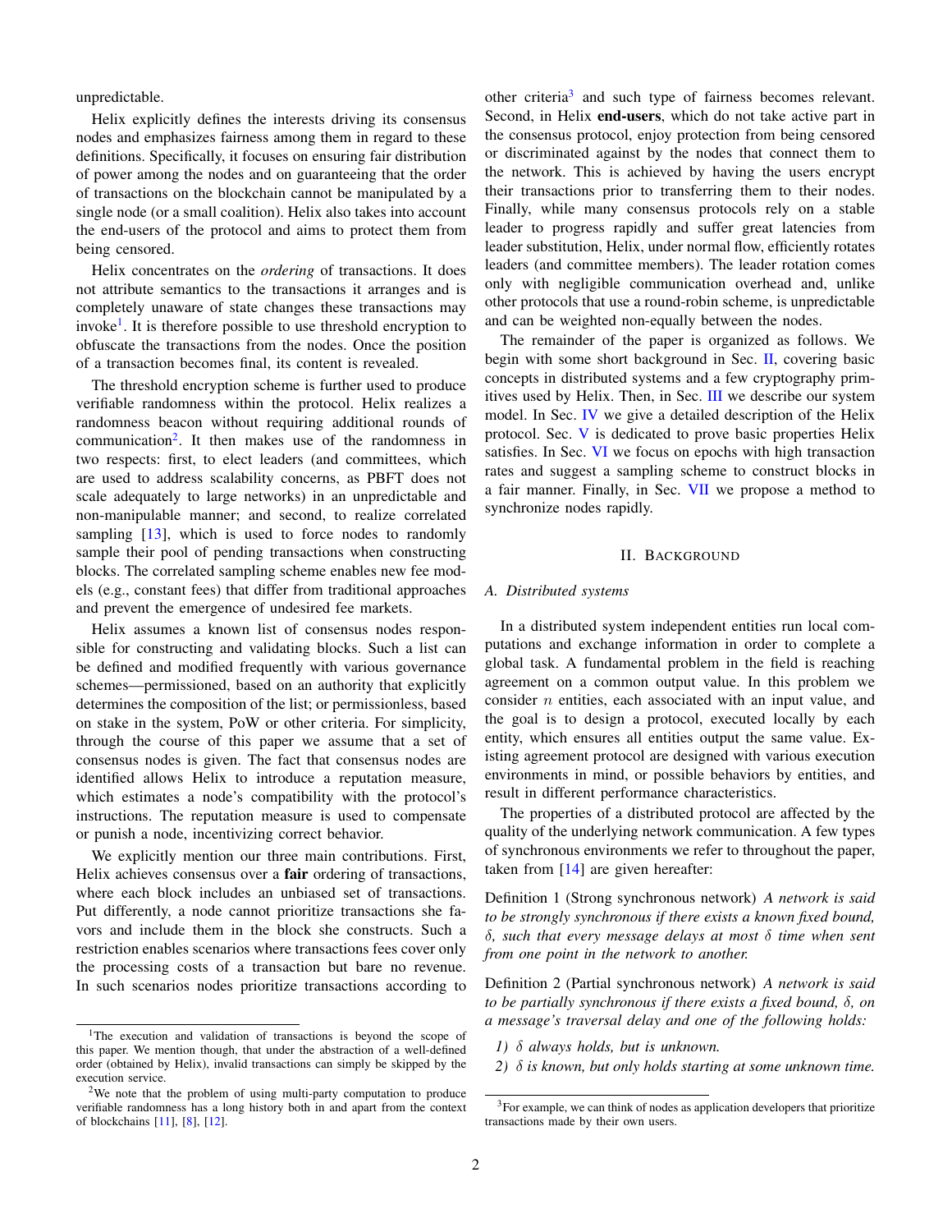unpredictable.

Helix explicitly defines the interests driving its consensus nodes and emphasizes fairness among them in regard to these definitions. Specifically, it focuses on ensuring fair distribution of power among the nodes and on guaranteeing that the order of transactions on the blockchain cannot be manipulated by a single node (or a small coalition). Helix also takes into account the end-users of the protocol and aims to protect them from being censored.

Helix concentrates on the *ordering* of transactions. It does not attribute semantics to the transactions it arranges and is completely unaware of state changes these transactions may invoke[1]. It is therefore possible to use threshold encryption to obfuscate the transactions from the nodes. Once the position of a transaction becomes final, its content is revealed.

The threshold encryption scheme is further used to produce verifiable randomness within the protocol. Helix realizes a randomness beacon without requiring additional rounds of communication[2]. It then makes use of the randomness in two respects: first, to elect leaders (and committees, which are used to address scalability concerns, as PBFT does not scale adequately to large networks) in an unpredictable and non-manipulable manner; and second, to realize correlated sampling [13], which is used to force nodes to randomly sample their pool of pending transactions when constructing blocks. The correlated sampling scheme enables new fee models (e.g., constant fees) that differ from traditional approaches and prevent the emergence of undesired fee markets.

Helix assumes a known list of consensus nodes responsible for constructing and validating blocks. Such a list can be defined and modified frequently with various governance schemes—permissioned, based on an authority that explicitly determines the composition of the list; or permissionless, based on stake in the system, PoW or other criteria. For simplicity, through the course of this paper we assume that a set of consensus nodes is given. The fact that consensus nodes are identified allows Helix to introduce a reputation measure, which estimates a node's compatibility with the protocol's instructions. The reputation measure is used to compensate or punish a node, incentivizing correct behavior.

We explicitly mention our three main contributions. First, Helix achieves consensus over a **fair** ordering of transactions, where each block includes an unbiased set of transactions. Put differently, a node cannot prioritize transactions she favors and include them in the block she constructs. Such a restriction enables scenarios where transactions fees cover only the processing costs of a transaction but bare no revenue. In such scenarios nodes prioritize transactions according to other criteria[3] and such type of fairness becomes relevant. Second, in Helix **end-users**, which do not take active part in the consensus protocol, enjoy protection from being censored or discriminated against by the nodes that connect them to the network. This is achieved by having the users encrypt their transactions prior to transferring them to their nodes. Finally, while many consensus protocols rely on a stable leader to progress rapidly and suffer great latencies from leader substitution, Helix, under normal flow, efficiently rotates leaders (and committee members). The leader rotation comes only with negligible communication overhead and, unlike other protocols that use a round-robin scheme, is unpredictable and can be weighted non-equally between the nodes.

The remainder of the paper is organized as follows. We begin with some short background in Sec. II, covering basic concepts in distributed systems and a few cryptography primitives used by Helix. Then, in Sec. III we describe our system model. In Sec. IV we give a detailed description of the Helix protocol. Sec. V is dedicated to prove basic properties Helix satisfies. In Sec. VI we focus on epochs with high transaction rates and suggest a sampling scheme to construct blocks in a fair manner. Finally, in Sec. VII we propose a method to synchronize nodes rapidly.

## II. Background

### A. Distributed systems

In a distributed system independent entities run local computations and exchange information in order to complete a global task. A fundamental problem in the field is reaching agreement on a common output value. In this problem we consider $n$ entities, each associated with an input value, and the goal is to design a protocol, executed locally by each entity, which ensures all entities output the same value. Existing agreement protocol are designed with various execution environments in mind, or possible behaviors by entities, and result in different performance characteristics.

The properties of a distributed protocol are affected by the quality of the underlying network communication. A few types of synchronous environments we refer to throughout the paper, taken from [14] are given hereafter:

Definition 1 (Strong synchronous network) *A network is said to be strongly synchronous if there exists a known fixed bound, $\delta$, such that every message delays at most $\delta$ time when sent from one point in the network to another.*

Definition 2 (Partial synchronous network) *A network is said to be partially synchronous if there exists a fixed bound, $\delta$, on a message's traversal delay and one of the following holds:*

*1) $\delta$ always holds, but is unknown.*
*2) $\delta$ is known, but only holds starting at some unknown time.*

---

[1] The execution and validation of transactions is beyond the scope of this paper. We mention though, that under the abstraction of a well-defined order (obtained by Helix), invalid transactions can simply be skipped by the execution service.

[2] We note that the problem of using multi-party computation to produce verifiable randomness has a long history both in and apart from the context of blockchains [11], [8], [12].

[3] For example, we can think of nodes as application developers that prioritize transactions made by their own users.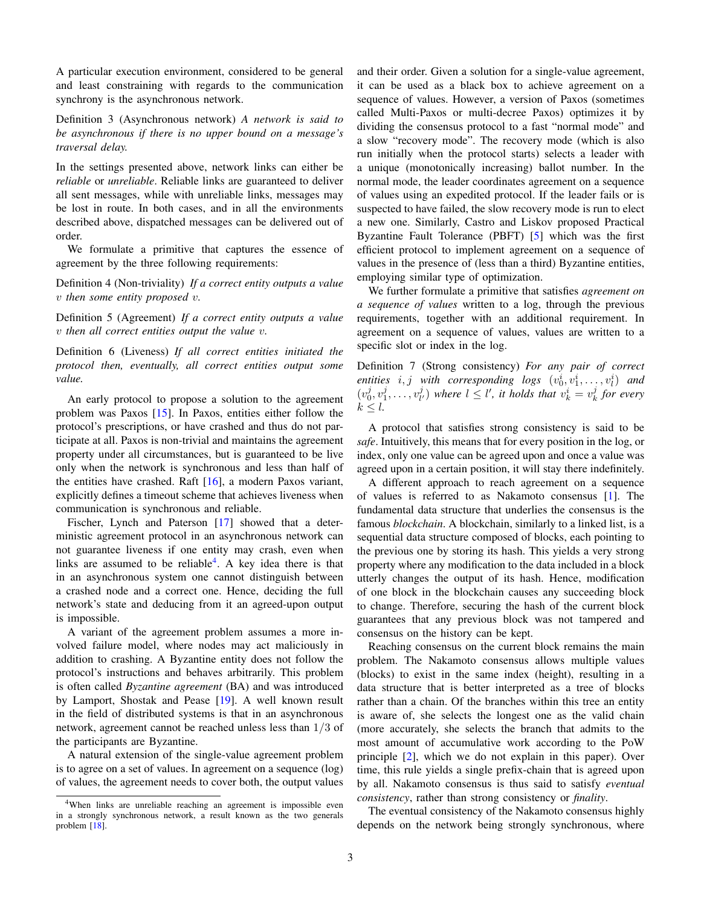A particular execution environment, considered to be general and least constraining with regards to the communication synchrony is the asynchronous network.

Definition 3 (Asynchronous network) *A network is said to be asynchronous if there is no upper bound on a message's traversal delay.*

In the settings presented above, network links can either be *reliable* or *unreliable*. Reliable links are guaranteed to deliver all sent messages, while with unreliable links, messages may be lost in route. In both cases, and in all the environments described above, dispatched messages can be delivered out of order.

We formulate a primitive that captures the essence of agreement by the three following requirements:

Definition 4 (Non-triviality) *If a correct entity outputs a value $v$ then some entity proposed $v$.*

Definition 5 (Agreement) *If a correct entity outputs a value $v$ then all correct entities output the value $v$.*

Definition 6 (Liveness) *If all correct entities initiated the protocol then, eventually, all correct entities output some value.*

An early protocol to propose a solution to the agreement problem was Paxos [15]. In Paxos, entities either follow the protocol's prescriptions, or have crashed and thus do not participate at all. Paxos is non-trivial and maintains the agreement property under all circumstances, but is guaranteed to be live only when the network is synchronous and less than half of the entities have crashed. Raft [16], a modern Paxos variant, explicitly defines a timeout scheme that achieves liveness when communication is synchronous and reliable.

Fischer, Lynch and Paterson [17] showed that a deterministic agreement protocol in an asynchronous network can not guarantee liveness if one entity may crash, even when links are assumed to be reliable[4]. A key idea there is that in an asynchronous system one cannot distinguish between a crashed node and a correct one. Hence, deciding the full network's state and deducing from it an agreed-upon output is impossible.

A variant of the agreement problem assumes a more involved failure model, where nodes may act maliciously in addition to crashing. A Byzantine entity does not follow the protocol's instructions and behaves arbitrarily. This problem is often called *Byzantine agreement* (BA) and was introduced by Lamport, Shostak and Pease [19]. A well known result in the field of distributed systems is that in an asynchronous network, agreement cannot be reached unless less than $1/3$ of the participants are Byzantine.

A natural extension of the single-value agreement problem is to agree on a set of values. In agreement on a sequence (log) of values, the agreement needs to cover both, the output values and their order. Given a solution for a single-value agreement, it can be used as a black box to achieve agreement on a sequence of values. However, a version of Paxos (sometimes called Multi-Paxos or multi-decree Paxos) optimizes it by dividing the consensus protocol to a fast "normal mode" and a slow "recovery mode". The recovery mode (which is also run initially when the protocol starts) selects a leader with a unique (monotonically increasing) ballot number. In the normal mode, the leader coordinates agreement on a sequence of values using an expedited protocol. If the leader fails or is suspected to have failed, the slow recovery mode is run to elect a new one. Similarly, Castro and Liskov proposed Practical Byzantine Fault Tolerance (PBFT) [5] which was the first efficient protocol to implement agreement on a sequence of values in the presence of (less than a third) Byzantine entities, employing similar type of optimization.

We further formulate a primitive that satisfies *agreement on a sequence of values* written to a log, through the previous requirements, together with an additional requirement. In agreement on a sequence of values, values are written to a specific slot or index in the log.

Definition 7 (Strong consistency) *For any pair of correct entities $i, j$ with corresponding logs $(v_0^i, v_1^i, \ldots, v_l^i)$ and $(v_0^j, v_1^j, \ldots, v_{l'}^j)$ where $l \leq l'$, it holds that $v_k^i = v_k^j$ for every $k \leq l$.*

A protocol that satisfies strong consistency is said to be *safe*. Intuitively, this means that for every position in the log, or index, only one value can be agreed upon and once a value was agreed upon in a certain position, it will stay there indefinitely.

A different approach to reach agreement on a sequence of values is referred to as Nakamoto consensus [1]. The fundamental data structure that underlies the consensus is the famous *blockchain*. A blockchain, similarly to a linked list, is a sequential data structure composed of blocks, each pointing to the previous one by storing its hash. This yields a very strong property where any modification to the data included in a block utterly changes the output of its hash. Hence, modification of one block in the blockchain causes any succeeding block to change. Therefore, securing the hash of the current block guarantees that any previous block was not tampered and consensus on the history can be kept.

Reaching consensus on the current block remains the main problem. The Nakamoto consensus allows multiple values (blocks) to exist in the same index (height), resulting in a data structure that is better interpreted as a tree of blocks rather than a chain. Of the branches within this tree an entity is aware of, she selects the longest one as the valid chain (more accurately, she selects the branch that admits to the most amount of accumulative work according to the PoW principle [2], which we do not explain in this paper). Over time, this rule yields a single prefix-chain that is agreed upon by all. Nakamoto consensus is thus said to satisfy *eventual consistency*, rather than strong consistency or *finality*.

The eventual consistency of the Nakamoto consensus highly depends on the network being strongly synchronous, where

[4] When links are unreliable reaching an agreement is impossible even in a strongly synchronous network, a result known as the two generals problem [18].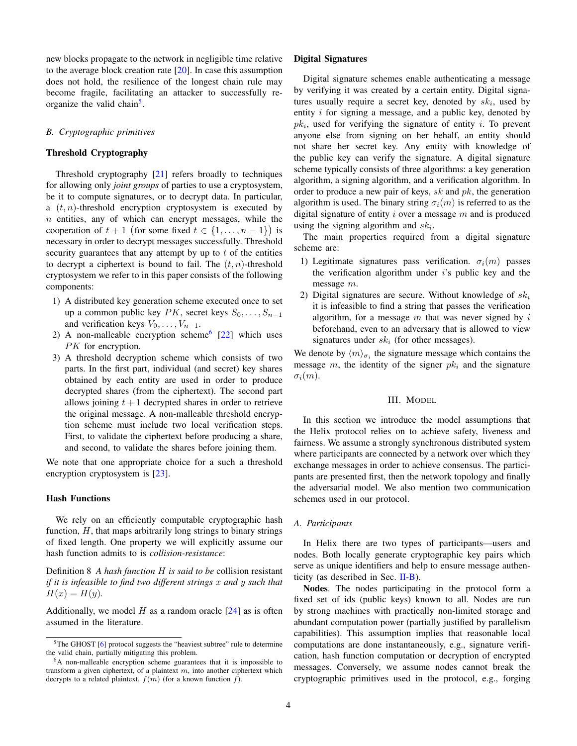new blocks propagate to the network in negligible time relative to the average block creation rate [20]. In case this assumption does not hold, the resilience of the longest chain rule may become fragile, facilitating an attacker to successfully re-organize the valid chain[5].

### B. Cryptographic primitives

**Threshold Cryptography**

Threshold cryptography [21] refers broadly to techniques for allowing only *joint groups* of parties to use a cryptosystem, be it to compute signatures, or to decrypt data. In particular, a $(t, n)$-threshold encryption cryptosystem is executed by $n$ entities, any of which can encrypt messages, while the cooperation of $t + 1$ $\big($for some fixed $t \in \{1, \dots, n-1\}\big)$ is necessary in order to decrypt messages successfully. Threshold security guarantees that any attempt by up to $t$ of the entities to decrypt a ciphertext is bound to fail. The $(t, n)$-threshold cryptosystem we refer to in this paper consists of the following components:

1) A distributed key generation scheme executed once to set up a common public key $PK$, secret keys $S_0, \dots, S_{n-1}$ and verification keys $V_0, \dots, V_{n-1}$.
2) A non-malleable encryption scheme[6] [22] which uses $PK$ for encryption.
3) A threshold decryption scheme which consists of two parts. In the first part, individual (and secret) key shares obtained by each entity are used in order to produce decrypted shares (from the ciphertext). The second part allows joining $t+1$ decrypted shares in order to retrieve the original message. A non-malleable threshold encryption scheme must include two local verification steps. First, to validate the ciphertext before producing a share, and second, to validate the shares before joining them.

We note that one appropriate choice for a such a threshold encryption cryptosystem is [23].

**Hash Functions**

We rely on an efficiently computable cryptographic hash function, $H$, that maps arbitrarily long strings to binary strings of fixed length. One property we will explicitly assume our hash function admits to is *collision-resistance*:

Definition 8 *A hash function $H$ is said to be* collision resistant *if it is infeasible to find two different strings $x$ and $y$ such that $H(x) = H(y)$.*

Additionally, we model $H$ as a random oracle [24] as is often assumed in the literature.

**Digital Signatures**

Digital signature schemes enable authenticating a message by verifying it was created by a certain entity. Digital signatures usually require a secret key, denoted by $sk_i$, used by entity $i$ for signing a message, and a public key, denoted by $pk_i$, used for verifying the signature of entity $i$. To prevent anyone else from signing on her behalf, an entity should not share her secret key. Any entity with knowledge of the public key can verify the signature. A digital signature scheme typically consists of three algorithms: a key generation algorithm, a signing algorithm, and a verification algorithm. In order to produce a new pair of keys, $sk$ and $pk$, the generation algorithm is used. The binary string $\sigma_i(m)$ is referred to as the digital signature of entity $i$ over a message $m$ and is produced using the signing algorithm and $sk_i$.

The main properties required from a digital signature scheme are:

1) Legitimate signatures pass verification. $\sigma_i(m)$ passes the verification algorithm under $i$'s public key and the message $m$.
2) Digital signatures are secure. Without knowledge of $sk_i$ it is infeasible to find a string that passes the verification algorithm, for a message $m$ that was never signed by $i$ beforehand, even to an adversary that is allowed to view signatures under $sk_i$ (for other messages).

We denote by $\langle m \rangle_{\sigma_i}$ the signature message which contains the message $m$, the identity of the signer $pk_i$ and the signature $\sigma_i(m)$.

## III. Model

In this section we introduce the model assumptions that the Helix protocol relies on to achieve safety, liveness and fairness. We assume a strongly synchronous distributed system where participants are connected by a network over which they exchange messages in order to achieve consensus. The participants are presented first, then the network topology and finally the adversarial model. We also mention two communication schemes used in our protocol.

### A. Participants

In Helix there are two types of participants—users and nodes. Both locally generate cryptographic key pairs which serve as unique identifiers and help to ensure message authenticity (as described in Sec. II-B).

**Nodes**. The nodes participating in the protocol form a fixed set of ids (public keys) known to all. Nodes are run by strong machines with practically non-limited storage and abundant computation power (partially justified by parallelism capabilities). This assumption implies that reasonable local computations are done instantaneously, e.g., signature verification, hash function computation or decryption of encrypted messages. Conversely, we assume nodes cannot break the cryptographic primitives used in the protocol, e.g., forging

---

[5] The GHOST [6] protocol suggests the "heaviest subtree" rule to determine the valid chain, partially mitigating this problem.

[6] A non-malleable encryption scheme guarantees that it is impossible to transform a given ciphertext, of a plaintext $m$, into another ciphertext which decrypts to a related plaintext, $f(m)$ (for a known function $f$).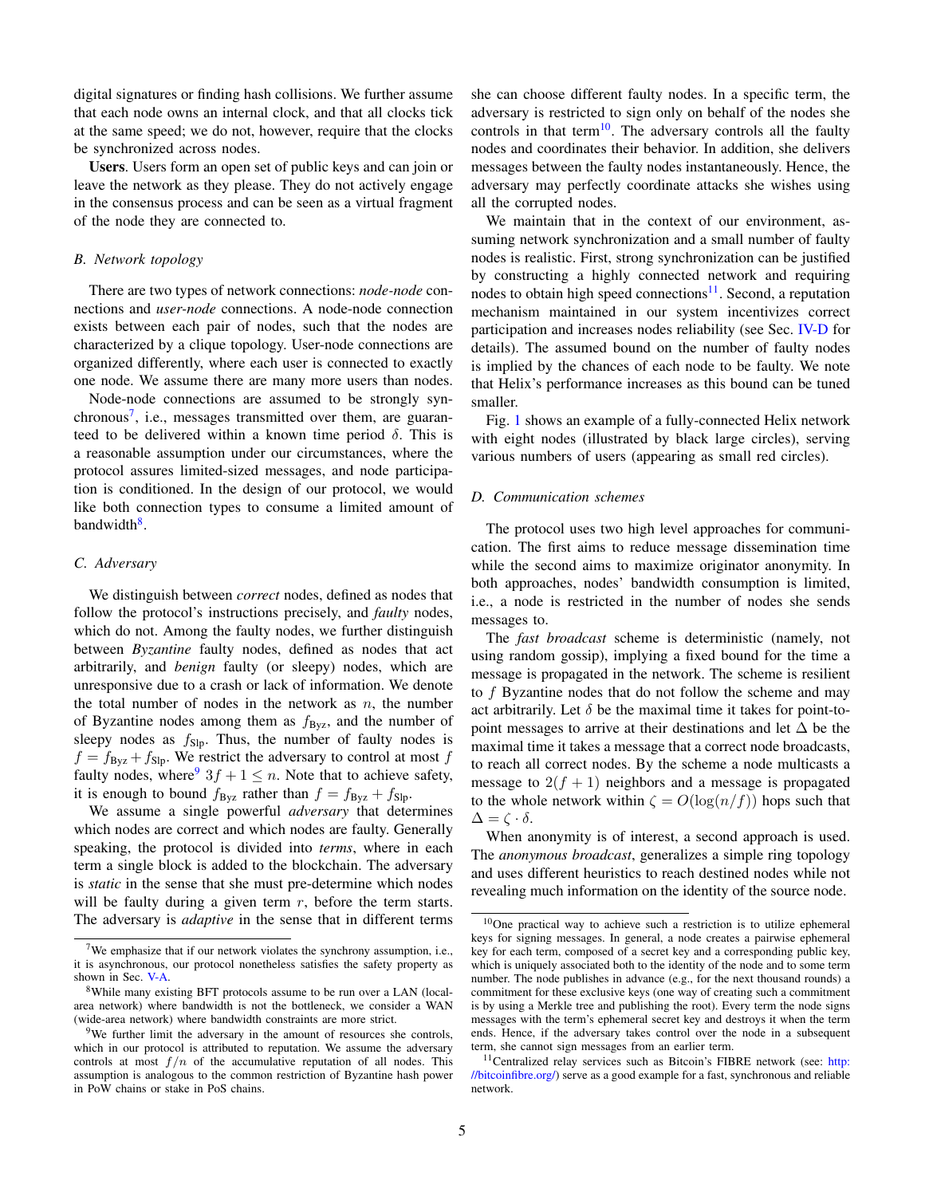digital signatures or finding hash collisions. We further assume that each node owns an internal clock, and that all clocks tick at the same speed; we do not, however, require that the clocks be synchronized across nodes.

**Users**. Users form an open set of public keys and can join or leave the network as they please. They do not actively engage in the consensus process and can be seen as a virtual fragment of the node they are connected to.

### B. Network topology

There are two types of network connections: *node-node* connections and *user-node* connections. A node-node connection exists between each pair of nodes, such that the nodes are characterized by a clique topology. User-node connections are organized differently, where each user is connected to exactly one node. We assume there are many more users than nodes.

Node-node connections are assumed to be strongly synchronous[7], i.e., messages transmitted over them, are guaranteed to be delivered within a known time period $\delta$. This is a reasonable assumption under our circumstances, where the protocol assures limited-sized messages, and node participation is conditioned. In the design of our protocol, we would like both connection types to consume a limited amount of bandwidth[8].

### C. Adversary

We distinguish between *correct* nodes, defined as nodes that follow the protocol's instructions precisely, and *faulty* nodes, which do not. Among the faulty nodes, we further distinguish between *Byzantine* faulty nodes, defined as nodes that act arbitrarily, and *benign* faulty (or sleepy) nodes, which are unresponsive due to a crash or lack of information. We denote the total number of nodes in the network as $n$, the number of Byzantine nodes among them as $f_{\text{Byz}}$, and the number of sleepy nodes as $f_{\text{Slp}}$. Thus, the number of faulty nodes is $f = f_{\text{Byz}} + f_{\text{Slp}}$. We restrict the adversary to control at most $f$ faulty nodes, where[9] $3f + 1 \leq n$. Note that to achieve safety, it is enough to bound $f_{\text{Byz}}$ rather than $f = f_{\text{Byz}} + f_{\text{Slp}}$.

We assume a single powerful *adversary* that determines which nodes are correct and which nodes are faulty. Generally speaking, the protocol is divided into *terms*, where in each term a single block is added to the blockchain. The adversary is *static* in the sense that she must pre-determine which nodes will be faulty during a given term $r$, before the term starts. The adversary is *adaptive* in the sense that in different terms she can choose different faulty nodes. In a specific term, the adversary is restricted to sign only on behalf of the nodes she controls in that term[10]. The adversary controls all the faulty nodes and coordinates their behavior. In addition, she delivers messages between the faulty nodes instantaneously. Hence, the adversary may perfectly coordinate attacks she wishes using all the corrupted nodes.

We maintain that in the context of our environment, assuming network synchronization and a small number of faulty nodes is realistic. First, strong synchronization can be justified by constructing a highly connected network and requiring nodes to obtain high speed connections[11]. Second, a reputation mechanism maintained in our system incentivizes correct participation and increases nodes reliability (see Sec. IV-D for details). The assumed bound on the number of faulty nodes is implied by the chances of each node to be faulty. We note that Helix's performance increases as this bound can be tuned smaller.

Fig. 1 shows an example of a fully-connected Helix network with eight nodes (illustrated by black large circles), serving various numbers of users (appearing as small red circles).

### D. Communication schemes

The protocol uses two high level approaches for communication. The first aims to reduce message dissemination time while the second aims to maximize originator anonymity. In both approaches, nodes' bandwidth consumption is limited, i.e., a node is restricted in the number of nodes she sends messages to.

The *fast broadcast* scheme is deterministic (namely, not using random gossip), implying a fixed bound for the time a message is propagated in the network. The scheme is resilient to $f$ Byzantine nodes that do not follow the scheme and may act arbitrarily. Let $\delta$ be the maximal time it takes for point-to-point messages to arrive at their destinations and let $\Delta$ be the maximal time it takes a message that a correct node broadcasts, to reach all correct nodes. By the scheme a node multicasts a message to $2(f + 1)$ neighbors and a message is propagated to the whole network within $\zeta = O(\log(n/f))$ hops such that $\Delta = \zeta \cdot \delta$.

When anonymity is of interest, a second approach is used. The *anonymous broadcast*, generalizes a simple ring topology and uses different heuristics to reach destined nodes while not revealing much information on the identity of the source node.

---

[7] We emphasize that if our network violates the synchrony assumption, i.e., it is asynchronous, our protocol nonetheless satisfies the safety property as shown in Sec. V-A.

[8] While many existing BFT protocols assume to be run over a LAN (local-area network) where bandwidth is not the bottleneck, we consider a WAN (wide-area network) where bandwidth constraints are more strict.

[9] We further limit the adversary in the amount of resources she controls, which in our protocol is attributed to reputation. We assume the adversary controls at most $f/n$ of the accumulative reputation of all nodes. This assumption is analogous to the common restriction of Byzantine hash power in PoW chains or stake in PoS chains.

[10] One practical way to achieve such a restriction is to utilize ephemeral keys for signing messages. In general, a node creates a pairwise ephemeral key for each term, composed of a secret key and a corresponding public key, which is uniquely associated both to the identity of the node and to some term number. The node publishes in advance (e.g., for the next thousand rounds) a commitment for these exclusive keys (one way of creating such a commitment is by using a Merkle tree and publishing the root). Every term the node signs messages with the term's ephemeral secret key and destroys it when the term ends. Hence, if the adversary takes control over the node in a subsequent term, she cannot sign messages from an earlier term.

[11] Centralized relay services such as Bitcoin's FIBRE network (see: http://bitcoinfibre.org/) serve as a good example for a fast, synchronous and reliable network.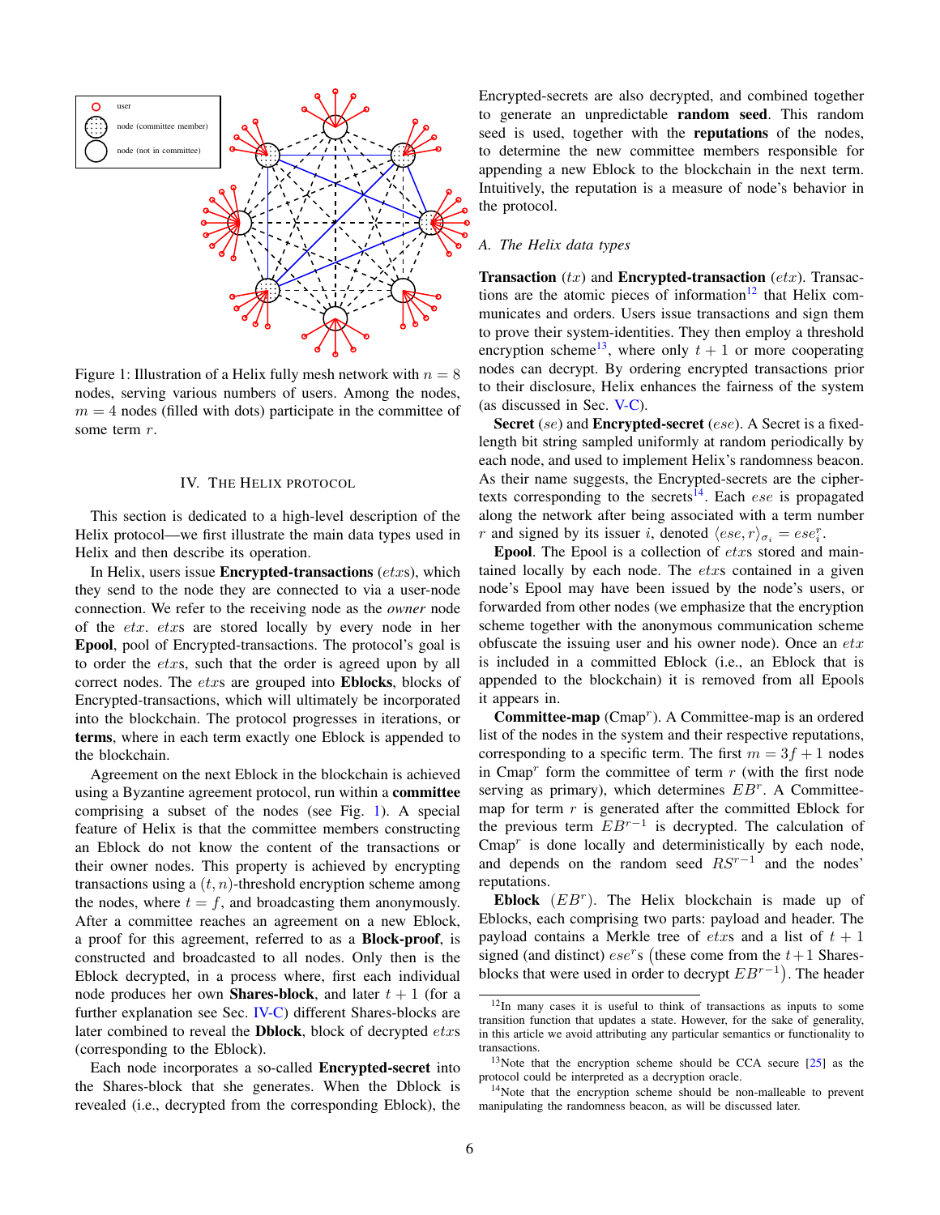Figure 1: Illustration of a Helix fully mesh network with $n = 8$ nodes, serving various numbers of users. Among the nodes, $m = 4$ nodes (filled with dots) participate in the committee of some term $r$.

## IV. The Helix Protocol

This section is dedicated to a high-level description of the Helix protocol—we first illustrate the main data types used in Helix and then describe its operation.

In Helix, users issue **Encrypted-transactions** ($etx$s), which they send to the node they are connected to via a user-node connection. We refer to the receiving node as the *owner* node of the $etx$. $etx$s are stored locally by every node in her **Epool**, pool of Encrypted-transactions. The protocol's goal is to order the $etx$s, such that the order is agreed upon by all correct nodes. The $etx$s are grouped into **Eblocks**, blocks of Encrypted-transactions, which will ultimately be incorporated into the blockchain. The protocol progresses in iterations, or **terms**, where in each term exactly one Eblock is appended to the blockchain.

Agreement on the next Eblock in the blockchain is achieved using a Byzantine agreement protocol, run within a **committee** comprising a subset of the nodes (see Fig. 1). A special feature of Helix is that the committee members constructing an Eblock do not know the content of the transactions or their owner nodes. This property is achieved by encrypting transactions using a $(t, n)$-threshold encryption scheme among the nodes, where $t = f$, and broadcasting them anonymously. After a committee reaches an agreement on a new Eblock, a proof for this agreement, referred to as a **Block-proof**, is constructed and broadcasted to all nodes. Only then is the Eblock decrypted, in a process where, first each individual node produces her own **Shares-block**, and later $t + 1$ (for a further explanation see Sec. IV-C) different Shares-blocks are later combined to reveal the **Dblock**, block of decrypted $etx$s (corresponding to the Eblock).

Each node incorporates a so-called **Encrypted-secret** into the Shares-block that she generates. When the Dblock is revealed (i.e., decrypted from the corresponding Eblock), the Encrypted-secrets are also decrypted, and combined together to generate an unpredictable **random seed**. This random seed is used, together with the **reputations** of the nodes, to determine the new committee members responsible for appending a new Eblock to the blockchain in the next term. Intuitively, the reputation is a measure of node's behavior in the protocol.

### A. The Helix data types

**Transaction** ($tx$) and **Encrypted-transaction** ($etx$). Transactions are the atomic pieces of information[12] that Helix communicates and orders. Users issue transactions and sign them to prove their system-identities. They then employ a threshold encryption scheme[13], where only $t + 1$ or more cooperating nodes can decrypt. By ordering encrypted transactions prior to their disclosure, Helix enhances the fairness of the system (as discussed in Sec. V-C).

**Secret** ($se$) and **Encrypted-secret** ($ese$). A Secret is a fixed-length bit string sampled uniformly at random periodically by each node, and used to implement Helix's randomness beacon. As their name suggests, the Encrypted-secrets are the ciphertexts corresponding to the secrets[14]. Each $ese$ is propagated along the network after being associated with a term number $r$ and signed by its issuer $i$, denoted $\langle ese, r\rangle_{\sigma_i} = ese_i^r$.

**Epool**. The Epool is a collection of $etx$s stored and maintained locally by each node. The $etx$s contained in a given node's Epool may have been issued by the node's users, or forwarded from other nodes (we emphasize that the encryption scheme together with the anonymous communication scheme obfuscate the issuing user and his owner node). Once an $etx$ is included in a committed Eblock (i.e., an Eblock that is appended to the blockchain) it is removed from all Epools it appears in.

**Committee-map** ($\text{Cmap}^r$). A Committee-map is an ordered list of the nodes in the system and their respective reputations, corresponding to a specific term. The first $m = 3f + 1$ nodes in $\text{Cmap}^r$ form the committee of term $r$ (with the first node serving as primary), which determines $EB^r$. A Committee-map for term $r$ is generated after the committed Eblock for the previous term $EB^{r-1}$ is decrypted. The calculation of $\text{Cmap}^r$ is done locally and deterministically by each node, and depends on the random seed $RS^{r-1}$ and the nodes' reputations.

**Eblock** ($EB^r$). The Helix blockchain is made up of Eblocks, each comprising two parts: payload and header. The payload contains a Merkle tree of $etx$s and a list of $t + 1$ signed (and distinct) $ese^r$s (these come from the $t+1$ Shares-blocks that were used in order to decrypt $EB^{r-1}$). The header

---

[12] In many cases it is useful to think of transactions as inputs to some transition function that updates a state. However, for the sake of generality, in this article we avoid attributing any particular semantics or functionality to transactions.

[13] Note that the encryption scheme should be CCA secure [25] as the protocol could be interpreted as a decryption oracle.

[14] Note that the encryption scheme should be non-malleable to prevent manipulating the randomness beacon, as will be discussed later.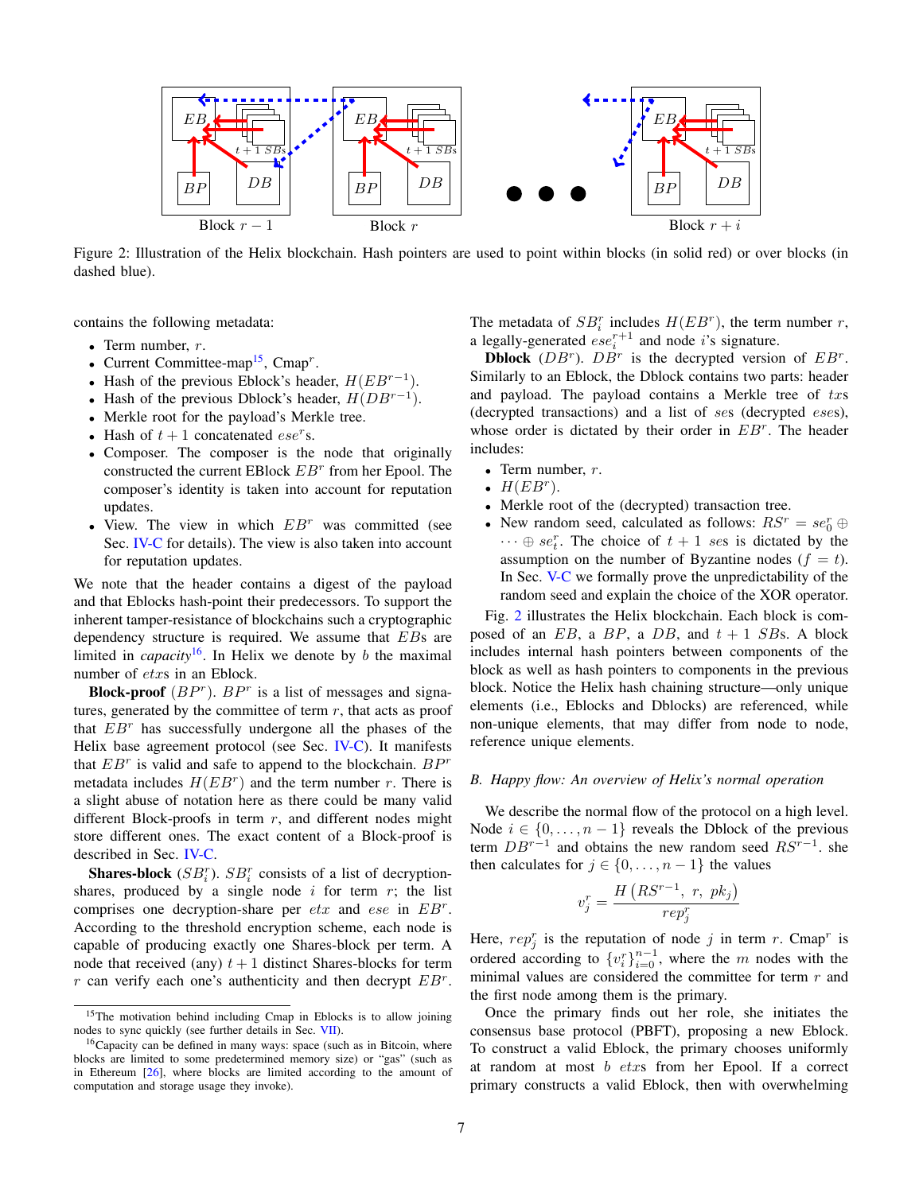Figure 2: Illustration of the Helix blockchain. Hash pointers are used to point within blocks (in solid red) or over blocks (in dashed blue).

contains the following metadata:

- Term number, $r$.
- Current Committee-map[15], Cmap$^r$.
- Hash of the previous Eblock's header, $H(EB^{r-1})$.
- Hash of the previous Dblock's header, $H(DB^{r-1})$.
- Merkle root for the payload's Merkle tree.
- Hash of $t+1$ concatenated $ese^r$s.
- Composer. The composer is the node that originally constructed the current EBlock $EB^r$ from her Epool. The composer's identity is taken into account for reputation updates.
- View. The view in which $EB^r$ was committed (see Sec. IV-C for details). The view is also taken into account for reputation updates.

We note that the header contains a digest of the payload and that Eblocks hash-point their predecessors. To support the inherent tamper-resistance of blockchains such a cryptographic dependency structure is required. We assume that $EB$s are limited in *capacity*[16]. In Helix we denote by $b$ the maximal number of $etx$s in an Eblock.

**Block-proof** ($BP^r$). $BP^r$ is a list of messages and signatures, generated by the committee of term $r$, that acts as proof that $EB^r$ has successfully undergone all the phases of the Helix base agreement protocol (see Sec. IV-C). It manifests that $EB^r$ is valid and safe to append to the blockchain. $BP^r$ metadata includes $H(EB^r)$ and the term number $r$. There is a slight abuse of notation here as there could be many valid different Block-proofs in term $r$, and different nodes might store different ones. The exact content of a Block-proof is described in Sec. IV-C.

**Shares-block** ($SB_i^r$). $SB_i^r$ consists of a list of decryption-shares, produced by a single node $i$ for term $r$; the list comprises one decryption-share per $etx$ and $ese$ in $EB^r$. According to the threshold encryption scheme, each node is capable of producing exactly one Shares-block per term. A node that received (any) $t+1$ distinct Shares-blocks for term $r$ can verify each one's authenticity and then decrypt $EB^r$. The metadata of $SB_i^r$ includes $H(EB^r)$, the term number $r$, a legally-generated $ese_i^{r+1}$ and node $i$'s signature.

**Dblock** ($DB^r$). $DB^r$ is the decrypted version of $EB^r$. Similarly to an Eblock, the Dblock contains two parts: header and payload. The payload contains a Merkle tree of $txs$ (decrypted transactions) and a list of $ses$ (decrypted $eses$), whose order is dictated by their order in $EB^r$. The header includes:

- Term number, $r$.
- $H(EB^r)$.
- Merkle root of the (decrypted) transaction tree.
- New random seed, calculated as follows: $RS^r = se_0^r \oplus \cdots \oplus se_t^r$. The choice of $t+1$ $ses$ is dictated by the assumption on the number of Byzantine nodes ($f = t$). In Sec. V-C we formally prove the unpredictability of the random seed and explain the choice of the XOR operator.

Fig. 2 illustrates the Helix blockchain. Each block is composed of an $EB$, a $BP$, a $DB$, and $t+1$ $SB$s. A block includes internal hash pointers between components of the block as well as hash pointers to components in the previous block. Notice the Helix hash chaining structure—only unique elements (i.e., Eblocks and Dblocks) are referenced, while non-unique elements, that may differ from node to node, reference unique elements.

### B. Happy flow: An overview of Helix's normal operation

We describe the normal flow of the protocol on a high level. Node $i \in \{0,\ldots,n-1\}$ reveals the Dblock of the previous term $DB^{r-1}$ and obtains the new random seed $RS^{r-1}$. she then calculates for $j \in \{0,\ldots,n-1\}$ the values

$$v_j^r = \frac{H\left(RS^{r-1},\ r,\ pk_j\right)}{rep_j^r}$$

Here, $rep_j^r$ is the reputation of node $j$ in term $r$. Cmap$^r$ is ordered according to $\{v_i^r\}_{i=0}^{n-1}$, where the $m$ nodes with the minimal values are considered the committee for term $r$ and the first node among them is the primary.

Once the primary finds out her role, she initiates the consensus base protocol (PBFT), proposing a new Eblock. To construct a valid Eblock, the primary chooses uniformly at random at most $b$ $etx$s from her Epool. If a correct primary constructs a valid Eblock, then with overwhelming

[15] The motivation behind including Cmap in Eblocks is to allow joining nodes to sync quickly (see further details in Sec. VII).

[16] Capacity can be defined in many ways: space (such as in Bitcoin, where blocks are limited to some predetermined memory size) or "gas" (such as in Ethereum [26], where blocks are limited according to the amount of computation and storage usage they invoke).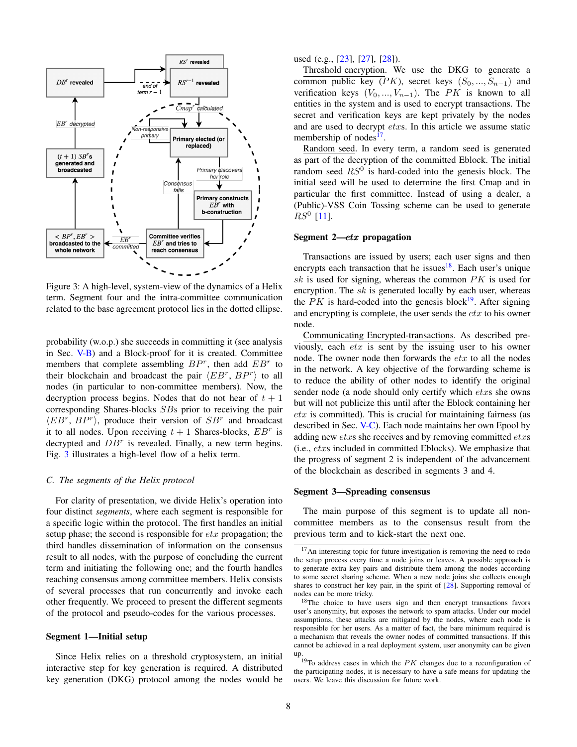Figure 3: A high-level, system-view of the dynamics of a Helix term. Segment four and the intra-committee communication related to the base agreement protocol lies in the dotted ellipse.

probability (w.o.p.) she succeeds in committing it (see analysis in Sec. V-B) and a Block-proof for it is created. Committee members that complete assembling $BP^r$, then add $EB^r$ to their blockchain and broadcast the pair $\langle EB^r, BP^r \rangle$ to all nodes (in particular to non-committee members). Now, the decryption process begins. Nodes that do not hear of $t+1$ corresponding Shares-blocks $SB$s prior to receiving the pair $\langle EB^r, BP^r \rangle$, produce their version of $SB^r$ and broadcast it to all nodes. Upon receiving $t+1$ Shares-blocks, $EB^r$ is decrypted and $DB^r$ is revealed. Finally, a new term begins. Fig. 3 illustrates a high-level flow of a helix term.

### C. The segments of the Helix protocol

For clarity of presentation, we divide Helix's operation into four distinct *segments*, where each segment is responsible for a specific logic within the protocol. The first handles an initial setup phase; the second is responsible for $etx$ propagation; the third handles dissemination of information on the consensus result to all nodes, with the purpose of concluding the current term and initiating the following one; and the fourth handles reaching consensus among committee members. Helix consists of several processes that run concurrently and invoke each other frequently. We proceed to present the different segments of the protocol and pseudo-codes for the various processes.

#### Segment 1—Initial setup

Since Helix relies on a threshold cryptosystem, an initial interactive step for key generation is required. A distributed key generation (DKG) protocol among the nodes would be used (e.g., [23], [27], [28]).

Threshold encryption. We use the DKG to generate a common public key ($PK$), secret keys $(S_0, ..., S_{n-1})$ and verification keys $(V_0, ..., V_{n-1})$. The $PK$ is known to all entities in the system and is used to encrypt transactions. The secret and verification keys are kept privately by the nodes and are used to decrypt $etx$s. In this article we assume static membership of nodes[17].

Random seed. In every term, a random seed is generated as part of the decryption of the committed Eblock. The initial random seed $RS^0$ is hard-coded into the genesis block. The initial seed will be used to determine the first Cmap and in particular the first committee. Instead of using a dealer, a (Public)-VSS Coin Tossing scheme can be used to generate $RS^0$ [11].

#### Segment 2—*etx* propagation

Transactions are issued by users; each user signs and then encrypts each transaction that he issues[18]. Each user's unique $sk$ is used for signing, whereas the common $PK$ is used for encryption. The $sk$ is generated locally by each user, whereas the $PK$ is hard-coded into the genesis block[19]. After signing and encrypting is complete, the user sends the $etx$ to his owner node.

Communicating Encrypted-transactions. As described previously, each $etx$ is sent by the issuing user to his owner node. The owner node then forwards the $etx$ to all the nodes in the network. A key objective of the forwarding scheme is to reduce the ability of other nodes to identify the original sender node (a node should only certify which $etx$s she owns but will not publicize this until after the Eblock containing her $etx$ is committed). This is crucial for maintaining fairness (as described in Sec. V-C). Each node maintains her own Epool by adding new $etx$s she receives and by removing committed $etx$s (i.e., $etx$s included in committed Eblocks). We emphasize that the progress of segment 2 is independent of the advancement of the blockchain as described in segments 3 and 4.

#### Segment 3—Spreading consensus

The main purpose of this segment is to update all non-committee members as to the consensus result from the previous term and to kick-start the next one.

[17] An interesting topic for future investigation is removing the need to redo the setup process every time a node joins or leaves. A possible approach is to generate extra key pairs and distribute them among the nodes according to some secret sharing scheme. When a new node joins she collects enough shares to construct her key pair, in the spirit of [28]. Supporting removal of nodes can be more tricky.

[18] The choice to have users sign and then encrypt transactions favors user's anonymity, but exposes the network to spam attacks. Under our model assumptions, these attacks are mitigated by the nodes, where each node is responsible for her users. As a matter of fact, the bare minimum required is a mechanism that reveals the owner nodes of committed transactions. If this cannot be achieved in a real deployment system, user anonymity can be given up.

[19] To address cases in which the $PK$ changes due to a reconfiguration of the participating nodes, it is necessary to have a safe means for updating the users. We leave this discussion for future work.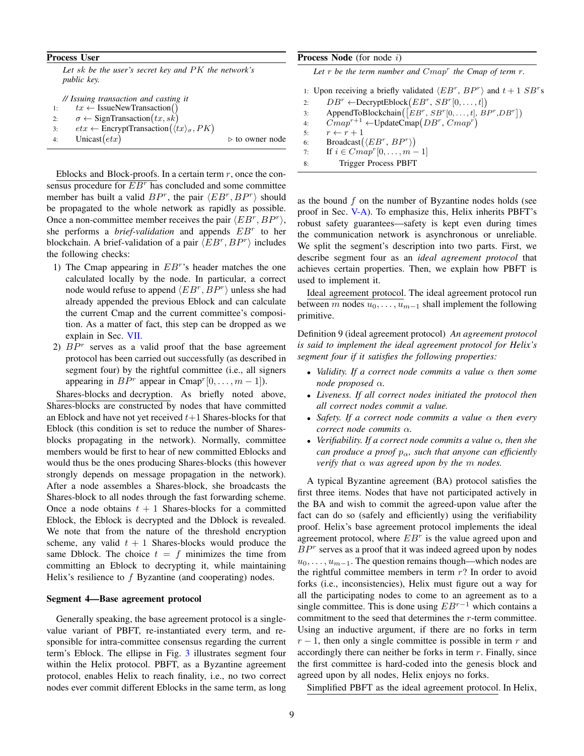**Process User**

*Let $sk$ be the user's secret key and $PK$ the network's public key.*

*// Issuing transaction and casting it*

```
1:  tx ← IssueNewTransaction()
2:  σ ← SignTransaction(tx, sk)
3:  etx ← EncryptTransaction(⟨tx⟩_σ, PK)
4:  Unicast(etx)                          ▷ to owner node
```

Eblocks and Block-proofs. In a certain term $r$, once the consensus procedure for $EB^r$ has concluded and some committee member has built a valid $BP^r$, the pair $\langle EB^r, BP^r\rangle$ should be propagated to the whole network as rapidly as possible. Once a non-committee member receives the pair $\langle EB^r, BP^r\rangle$, she performs a *brief-validation* and appends $EB^r$ to her blockchain. A brief-validation of a pair $\langle EB^r, BP^r\rangle$ includes the following checks:

1) The Cmap appearing in $EB^r$'s header matches the one calculated locally by the node. In particular, a correct node would refuse to append $\langle EB^r, BP^r\rangle$ unless she had already appended the previous Eblock and can calculate the current Cmap and the current committee's composition. As a matter of fact, this step can be dropped as we explain in Sec. VII.
2) $BP^r$ serves as a valid proof that the base agreement protocol has been carried out successfully (as described in segment four) by the rightful committee (i.e., all signers appearing in $BP^r$ appear in $\text{Cmap}^r[0, \ldots, m-1]$).

Shares-blocks and decryption. As briefly noted above, Shares-blocks are constructed by nodes that have committed an Eblock and have not yet received $t+1$ Shares-blocks for that Eblock (this condition is set to reduce the number of Shares-blocks propagating in the network). Normally, committee members would be first to hear of new committed Eblocks and would thus be the ones producing Shares-blocks (this however strongly depends on message propagation in the network). After a node assembles a Shares-block, she broadcasts the Shares-block to all nodes through the fast forwarding scheme. Once a node obtains $t+1$ Shares-blocks for a committed Eblock, the Eblock is decrypted and the Dblock is revealed. We note that from the nature of the threshold encryption scheme, any valid $t+1$ Shares-blocks would produce the same Dblock. The choice $t = f$ minimizes the time from committing an Eblock to decrypting it, while maintaining Helix's resilience to $f$ Byzantine (and cooperating) nodes.

### Segment 4—Base agreement protocol

Generally speaking, the base agreement protocol is a single-value variant of PBFT, re-instantiated every term, and responsible for intra-committee consensus regarding the current term's Eblock. The ellipse in Fig. 3 illustrates segment four within the Helix protocol. PBFT, as a Byzantine agreement protocol, enables Helix to reach finality, i.e., no two correct nodes ever commit different Eblocks in the same term, as long as the bound $f$ on the number of Byzantine nodes holds (see proof in Sec. V-A). To emphasize this, Helix inherits PBFT's robust safety guarantees—safety is kept even during times the communication network is asynchronous or unreliable. We split the segment's description into two parts. First, we describe segment four as an *ideal agreement protocol* that achieves certain properties. Then, we explain how PBFT is used to implement it.

**Process Node** (for node $i$)

*Let $r$ be the term number and $Cmap^r$ the Cmap of term $r$.*

```
1: Upon receiving a briefly validated ⟨EB^r, BP^r⟩ and t+1 SB^r s
2:     DB^r ← DecryptEblock(EB^r, SB^r[0, ..., t])
3:     AppendToBlockchain([EB^r, SB^r[0, ..., t], BP^r, DB^r])
4:     Cmap^{r+1} ← UpdateCmap(DB^r, Cmap^r)
5:     r ← r + 1
6:     Broadcast(⟨EB^r, BP^r⟩)
7:     If i ∈ Cmap^r[0, ..., m−1]
8:         Trigger Process PBFT
```

Ideal agreement protocol. The ideal agreement protocol run between $m$ nodes $u_0, \ldots, u_{m-1}$ shall implement the following primitive.

Definition 9 (ideal agreement protocol) *An agreement protocol is said to implement the ideal agreement protocol for Helix's segment four if it satisfies the following properties:*

- *Validity. If a correct node commits a value $\alpha$ then some node proposed $\alpha$.*
- *Liveness. If all correct nodes initiated the protocol then all correct nodes commit a value.*
- *Safety. If a correct node commits a value $\alpha$ then every correct node commits $\alpha$.*
- *Verifiability. If a correct node commits a value $\alpha$, then she can produce a proof $p_\alpha$, such that anyone can efficiently verify that $\alpha$ was agreed upon by the $m$ nodes.*

A typical Byzantine agreement (BA) protocol satisfies the first three items. Nodes that have not participated actively in the BA and wish to commit the agreed-upon value after the fact can do so (safely and efficiently) using the verifiability proof. Helix's base agreement protocol implements the ideal agreement protocol, where $EB^r$ is the value agreed upon and $BP^r$ serves as a proof that it was indeed agreed upon by nodes $u_0, \ldots, u_{m-1}$. The question remains though—which nodes are the rightful committee members in term $r$? In order to avoid forks (i.e., inconsistencies), Helix must figure out a way for all the participating nodes to come to an agreement as to a single committee. This is done using $EB^{r-1}$ which contains a commitment to the seed that determines the $r$-term committee. Using an inductive argument, if there are no forks in term $r-1$, then only a single committee is possible in term $r$ and accordingly there can neither be forks in term $r$. Finally, since the first committee is hard-coded into the genesis block and agreed upon by all nodes, Helix enjoys no forks.

Simplified PBFT as the ideal agreement protocol. In Helix,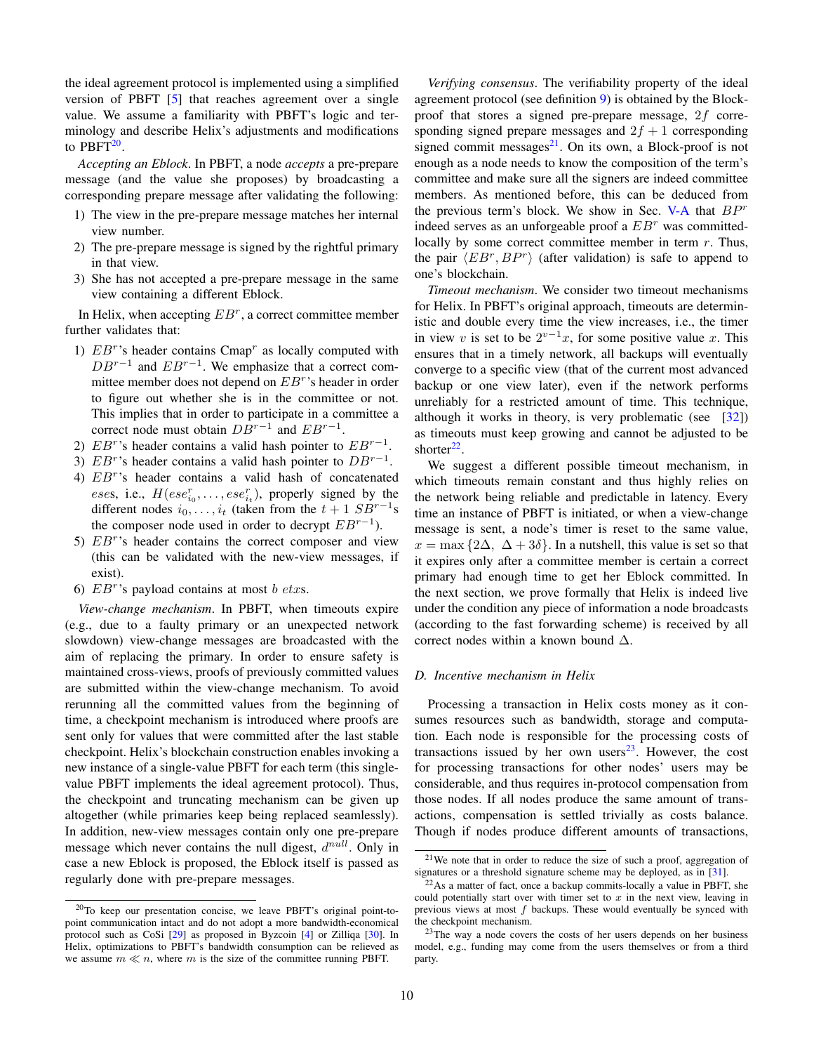the ideal agreement protocol is implemented using a simplified version of PBFT [5] that reaches agreement over a single value. We assume a familiarity with PBFT's logic and terminology and describe Helix's adjustments and modifications to PBFT[20].

*Accepting an Eblock*. In PBFT, a node *accepts* a pre-prepare message (and the value she proposes) by broadcasting a corresponding prepare message after validating the following:

1) The view in the pre-prepare message matches her internal view number.
2) The pre-prepare message is signed by the rightful primary in that view.
3) She has not accepted a pre-prepare message in the same view containing a different Eblock.

In Helix, when accepting $EB^r$, a correct committee member further validates that:

1) $EB^r$'s header contains $\text{Cmap}^r$ as locally computed with $DB^{r-1}$ and $EB^{r-1}$. We emphasize that a correct committee member does not depend on $EB^r$'s header in order to figure out whether she is in the committee or not. This implies that in order to participate in a committee a correct node must obtain $DB^{r-1}$ and $EB^{r-1}$.
2) $EB^r$'s header contains a valid hash pointer to $EB^{r-1}$.
3) $EB^r$'s header contains a valid hash pointer to $DB^{r-1}$.
4) $EB^r$'s header contains a valid hash of concatenated $eses$, i.e., $H(ese^r_{i_0}, \ldots, ese^r_{i_t})$, properly signed by the different nodes $i_0, \ldots, i_t$ (taken from the $t+1$ $SB^{r-1}$s the composer node used in order to decrypt $EB^{r-1}$).
5) $EB^r$'s header contains the correct composer and view (this can be validated with the new-view messages, if exist).
6) $EB^r$'s payload contains at most $b$ $etx$s.

*View-change mechanism*. In PBFT, when timeouts expire (e.g., due to a faulty primary or an unexpected network slowdown) view-change messages are broadcasted with the aim of replacing the primary. In order to ensure safety is maintained cross-views, proofs of previously committed values are submitted within the view-change mechanism. To avoid rerunning all the committed values from the beginning of time, a checkpoint mechanism is introduced where proofs are sent only for values that were committed after the last stable checkpoint. Helix's blockchain construction enables invoking a new instance of a single-value PBFT for each term (this single-value PBFT implements the ideal agreement protocol). Thus, the checkpoint and truncating mechanism can be given up altogether (while primaries keep being replaced seamlessly). In addition, new-view messages contain only one pre-prepare message which never contains the null digest, $d^{null}$. Only in case a new Eblock is proposed, the Eblock itself is passed as regularly done with pre-prepare messages.

*Verifying consensus*. The verifiability property of the ideal agreement protocol (see definition 9) is obtained by the Block-proof that stores a signed pre-prepare message, $2f$ corresponding signed prepare messages and $2f+1$ corresponding signed commit messages[21]. On its own, a Block-proof is not enough as a node needs to know the composition of the term's committee and make sure all the signers are indeed committee members. As mentioned before, this can be deduced from the previous term's block. We show in Sec. V-A that $BP^r$ indeed serves as an unforgeable proof a $EB^r$ was committed-locally by some correct committee member in term $r$. Thus, the pair $\langle EB^r, BP^r \rangle$ (after validation) is safe to append to one's blockchain.

*Timeout mechanism*. We consider two timeout mechanisms for Helix. In PBFT's original approach, timeouts are deterministic and double every time the view increases, i.e., the timer in view $v$ is set to be $2^{v-1}x$, for some positive value $x$. This ensures that in a timely network, all backups will eventually converge to a specific view (that of the current most advanced backup or one view later), even if the network performs unreliably for a restricted amount of time. This technique, although it works in theory, is very problematic (see [32]) as timeouts must keep growing and cannot be adjusted to be shorter[22].

We suggest a different possible timeout mechanism, in which timeouts remain constant and thus highly relies on the network being reliable and predictable in latency. Every time an instance of PBFT is initiated, or when a view-change message is sent, a node's timer is reset to the same value, $x = \max\{2\Delta,\ \Delta + 3\delta\}$. In a nutshell, this value is set so that it expires only after a committee member is certain a correct primary had enough time to get her Eblock committed. In the next section, we prove formally that Helix is indeed live under the condition any piece of information a node broadcasts (according to the fast forwarding scheme) is received by all correct nodes within a known bound $\Delta$.

### D. Incentive mechanism in Helix

Processing a transaction in Helix costs money as it consumes resources such as bandwidth, storage and computation. Each node is responsible for the processing costs of transactions issued by her own users[23]. However, the cost for processing transactions for other nodes' users may be considerable, and thus requires in-protocol compensation from those nodes. If all nodes produce the same amount of transactions, compensation is settled trivially as costs balance. Though if nodes produce different amounts of transactions,

---

[20] To keep our presentation concise, we leave PBFT's original point-to-point communication intact and do not adopt a more bandwidth-economical protocol such as CoSi [29] as proposed in Byzcoin [4] or Zilliqa [30]. In Helix, optimizations to PBFT's bandwidth consumption can be relieved as we assume $m \ll n$, where $m$ is the size of the committee running PBFT.

[21] We note that in order to reduce the size of such a proof, aggregation of signatures or a threshold signature scheme may be deployed, as in [31].

[22] As a matter of fact, once a backup commits-locally a value in PBFT, she could potentially start over with timer set to $x$ in the next view, leaving in previous views at most $f$ backups. These would eventually be synced with the checkpoint mechanism.

[23] The way a node covers the costs of her users depends on her business model, e.g., funding may come from the users themselves or from a third party.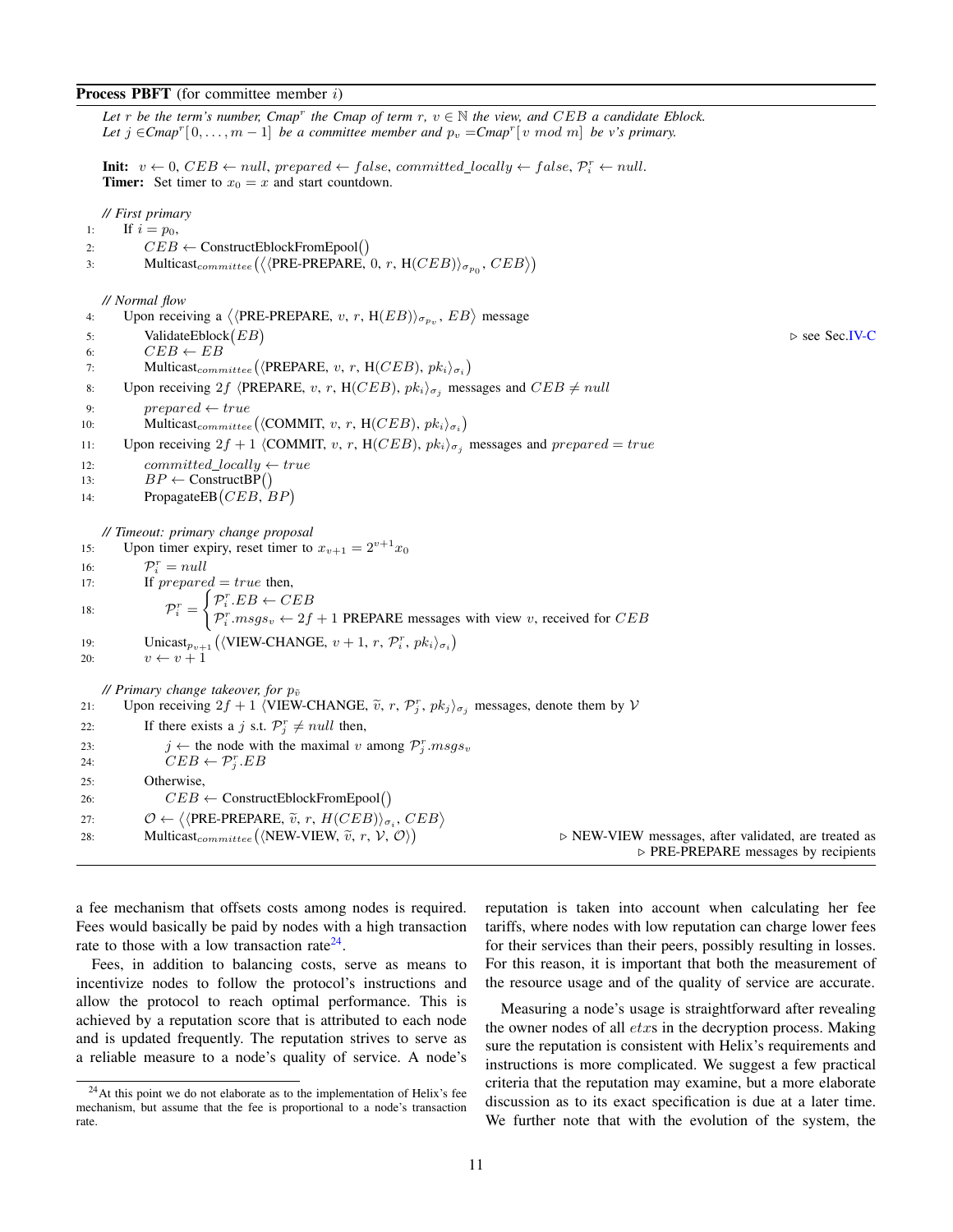**Process PBFT** (for committee member $i$)

*Let $r$ be the term's number, $Cmap^r$ the Cmap of term $r$, $v \in \mathbb{N}$ the view, and $CEB$ a candidate Eblock.*
*Let $j \in Cmap^r[0,\ldots,m-1]$ be a committee member and $p_v = Cmap^r[v \bmod m]$ be v's primary.*

**Init:** $v \leftarrow 0$, $CEB \leftarrow null$, $prepared \leftarrow false$, $committed\_locally \leftarrow false$, $\mathcal{P}_i^r \leftarrow null$.
**Timer:** Set timer to $x_0 = x$ and start countdown.

*// First primary*

1: If $i = p_0$,
2: $\quad CEB \leftarrow$ ConstructEblockFromEpool()
3: $\quad$ Multicast$_{committee}\big(\langle\langle$PRE-PREPARE, $0$, $r$, H$(CEB)\rangle_{\sigma_{p_0}}$, $CEB\rangle\big)$

*// Normal flow*

4: Upon receiving a $\langle\langle$PRE-PREPARE, $v$, $r$, H$(EB)\rangle_{\sigma_{p_v}}$, $EB\rangle$ message
5: $\quad$ ValidateEblock$(EB)$ ▷ see Sec.IV-C
6: $\quad CEB \leftarrow EB$
7: $\quad$ Multicast$_{committee}\big(\langle$PREPARE, $v$, $r$, H$(CEB)$, $pk_i\rangle_{\sigma_i}\big)$
8: Upon receiving $2f$ $\langle$PREPARE, $v$, $r$, H$(CEB)$, $pk_i\rangle_{\sigma_j}$ messages and $CEB \neq null$
9: $\quad prepared \leftarrow true$
10: $\quad$ Multicast$_{committee}\big(\langle$COMMIT, $v$, $r$, H$(CEB)$, $pk_i\rangle_{\sigma_i}\big)$
11: Upon receiving $2f+1$ $\langle$COMMIT, $v$, $r$, H$(CEB)$, $pk_i\rangle_{\sigma_j}$ messages and $prepared = true$
12: $\quad committed\_locally \leftarrow true$
13: $\quad BP \leftarrow$ ConstructBP()
14: $\quad$ PropagateEB$(CEB, BP)$

*// Timeout: primary change proposal*

15: Upon timer expiry, reset timer to $x_{v+1} = 2^{v+1}x_0$
16: $\quad \mathcal{P}_i^r = null$
17: $\quad$ If $prepared = true$ then,
18: $\quad\quad \mathcal{P}_i^r = \begin{cases} \mathcal{P}_i^r.EB \leftarrow CEB \\ \mathcal{P}_i^r.msgs_v \leftarrow 2f+1 \text{ PREPARE messages with view } v\text{, received for } CEB \end{cases}$
19: $\quad$ Unicast$_{p_{v+1}}\big(\langle$VIEW-CHANGE, $v+1$, $r$, $\mathcal{P}_i^r$, $pk_i\rangle_{\sigma_i}\big)$
20: $\quad v \leftarrow v+1$

*// Primary change takeover, for $p_{\tilde{v}}$*

21: Upon receiving $2f+1$ $\langle$VIEW-CHANGE, $\tilde{v}$, $r$, $\mathcal{P}_j^r$, $pk_j\rangle_{\sigma_j}$ messages, denote them by $\mathcal{V}$
22: $\quad$ If there exists a $j$ s.t. $\mathcal{P}_j^r \neq null$ then,
23: $\quad\quad j \leftarrow$ the node with the maximal $v$ among $\mathcal{P}_j^r.msgs_v$
24: $\quad\quad CEB \leftarrow \mathcal{P}_j^r.EB$
25: $\quad$ Otherwise,
26: $\quad\quad CEB \leftarrow$ ConstructEblockFromEpool()
27: $\quad \mathcal{O} \leftarrow \langle\langle$PRE-PREPARE, $\tilde{v}$, $r$, $H(CEB)\rangle_{\sigma_i}$, $CEB\rangle$
28: $\quad$ Multicast$_{committee}\big(\langle$NEW-VIEW, $\tilde{v}$, $r$, $\mathcal{V}$, $\mathcal{O}\rangle\big)$ ▷ NEW-VIEW messages, after validated, are treated as ▷ PRE-PREPARE messages by recipients

a fee mechanism that offsets costs among nodes is required. Fees would basically be paid by nodes with a high transaction rate to those with a low transaction rate[24].

Fees, in addition to balancing costs, serve as means to incentivize nodes to follow the protocol's instructions and allow the protocol to reach optimal performance. This is achieved by a reputation score that is attributed to each node and is updated frequently. The reputation strives to serve as a reliable measure to a node's quality of service. A node's reputation is taken into account when calculating her fee tariffs, where nodes with low reputation can charge lower fees for their services than their peers, possibly resulting in losses. For this reason, it is important that both the measurement of the resource usage and of the quality of service are accurate.

Measuring a node's usage is straightforward after revealing the owner nodes of all $etx$s in the decryption process. Making sure the reputation is consistent with Helix's requirements and instructions is more complicated. We suggest a few practical criteria that the reputation may examine, but a more elaborate discussion as to its exact specification is due at a later time. We further note that with the evolution of the system, the

[24] At this point we do not elaborate as to the implementation of Helix's fee mechanism, but assume that the fee is proportional to a node's transaction rate.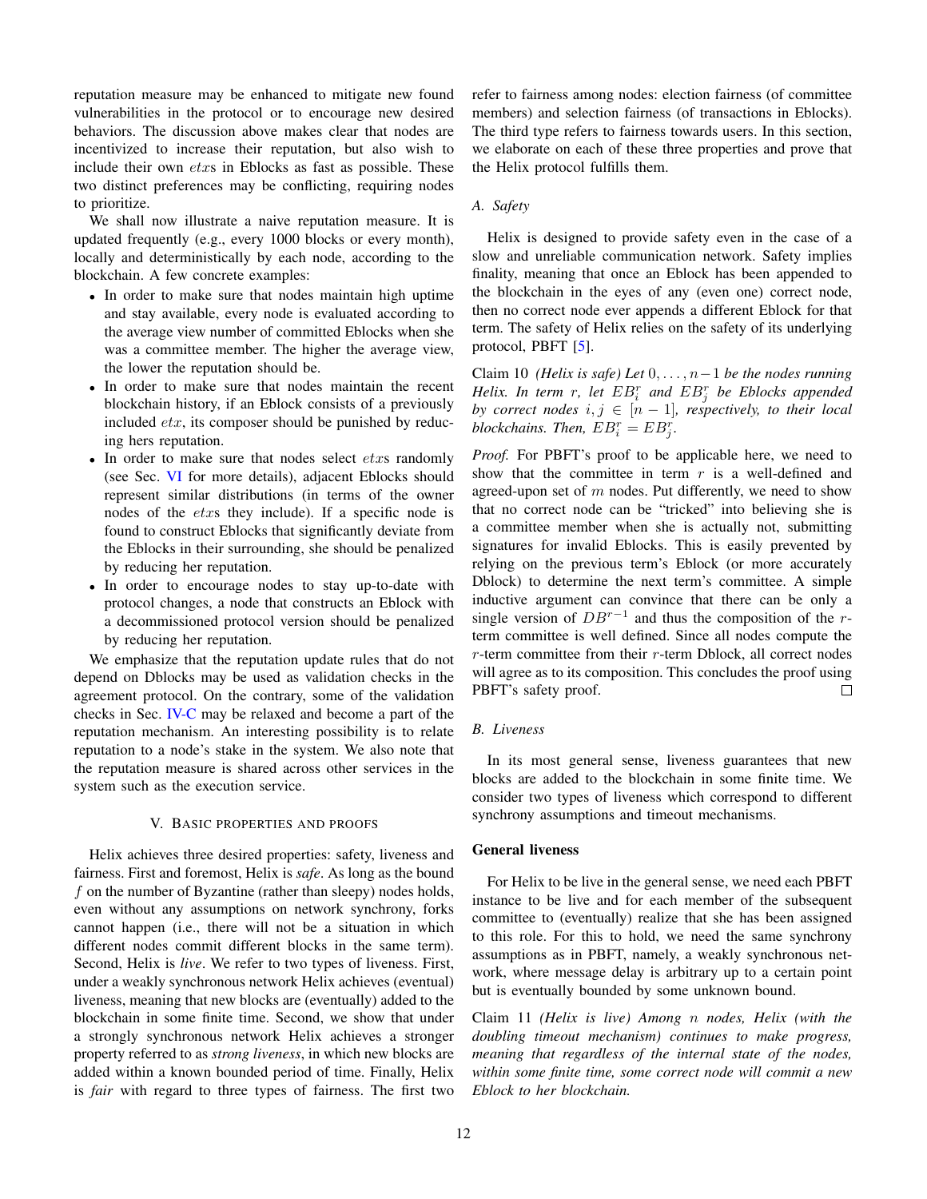reputation measure may be enhanced to mitigate new found vulnerabilities in the protocol or to encourage new desired behaviors. The discussion above makes clear that nodes are incentivized to increase their reputation, but also wish to include their own $etx$s in Eblocks as fast as possible. These two distinct preferences may be conflicting, requiring nodes to prioritize.

We shall now illustrate a naive reputation measure. It is updated frequently (e.g., every 1000 blocks or every month), locally and deterministically by each node, according to the blockchain. A few concrete examples:

- In order to make sure that nodes maintain high uptime and stay available, every node is evaluated according to the average view number of committed Eblocks when she was a committee member. The higher the average view, the lower the reputation should be.
- In order to make sure that nodes maintain the recent blockchain history, if an Eblock consists of a previously included $etx$, its composer should be punished by reducing hers reputation.
- In order to make sure that nodes select $etx$s randomly (see Sec. VI for more details), adjacent Eblocks should represent similar distributions (in terms of the owner nodes of the $etx$s they include). If a specific node is found to construct Eblocks that significantly deviate from the Eblocks in their surrounding, she should be penalized by reducing her reputation.
- In order to encourage nodes to stay up-to-date with protocol changes, a node that constructs an Eblock with a decommissioned protocol version should be penalized by reducing her reputation.

We emphasize that the reputation update rules that do not depend on Dblocks may be used as validation checks in the agreement protocol. On the contrary, some of the validation checks in Sec. IV-C may be relaxed and become a part of the reputation mechanism. An interesting possibility is to relate reputation to a node's stake in the system. We also note that the reputation measure is shared across other services in the system such as the execution service.

## V. Basic properties and proofs

Helix achieves three desired properties: safety, liveness and fairness. First and foremost, Helix is *safe*. As long as the bound $f$ on the number of Byzantine (rather than sleepy) nodes holds, even without any assumptions on network synchrony, forks cannot happen (i.e., there will not be a situation in which different nodes commit different blocks in the same term). Second, Helix is *live*. We refer to two types of liveness. First, under a weakly synchronous network Helix achieves (eventual) liveness, meaning that new blocks are (eventually) added to the blockchain in some finite time. Second, we show that under a strongly synchronous network Helix achieves a stronger property referred to as *strong liveness*, in which new blocks are added within a known bounded period of time. Finally, Helix is *fair* with regard to three types of fairness. The first two refer to fairness among nodes: election fairness (of committee members) and selection fairness (of transactions in Eblocks). The third type refers to fairness towards users. In this section, we elaborate on each of these three properties and prove that the Helix protocol fulfills them.

### A. Safety

Helix is designed to provide safety even in the case of a slow and unreliable communication network. Safety implies finality, meaning that once an Eblock has been appended to the blockchain in the eyes of any (even one) correct node, then no correct node ever appends a different Eblock for that term. The safety of Helix relies on the safety of its underlying protocol, PBFT [5].

Claim 10 *(Helix is safe) Let $0, \ldots, n-1$ be the nodes running Helix. In term $r$, let $EB_i^r$ and $EB_j^r$ be Eblocks appended by correct nodes $i, j \in [n-1]$, respectively, to their local blockchains. Then, $EB_i^r = EB_j^r$.*

*Proof.* For PBFT's proof to be applicable here, we need to show that the committee in term $r$ is a well-defined and agreed-upon set of $m$ nodes. Put differently, we need to show that no correct node can be "tricked" into believing she is a committee member when she is actually not, submitting signatures for invalid Eblocks. This is easily prevented by relying on the previous term's Eblock (or more accurately Dblock) to determine the next term's committee. A simple inductive argument can convince that there can be only a single version of $DB^{r-1}$ and thus the composition of the $r$-term committee is well defined. Since all nodes compute the $r$-term committee from their $r$-term Dblock, all correct nodes will agree as to its composition. This concludes the proof using PBFT's safety proof. □

### B. Liveness

In its most general sense, liveness guarantees that new blocks are added to the blockchain in some finite time. We consider two types of liveness which correspond to different synchrony assumptions and timeout mechanisms.

**General liveness**

For Helix to be live in the general sense, we need each PBFT instance to be live and for each member of the subsequent committee to (eventually) realize that she has been assigned to this role. For this to hold, we need the same synchrony assumptions as in PBFT, namely, a weakly synchronous network, where message delay is arbitrary up to a certain point but is eventually bounded by some unknown bound.

Claim 11 *(Helix is live) Among $n$ nodes, Helix (with the doubling timeout mechanism) continues to make progress, meaning that regardless of the internal state of the nodes, within some finite time, some correct node will commit a new Eblock to her blockchain.*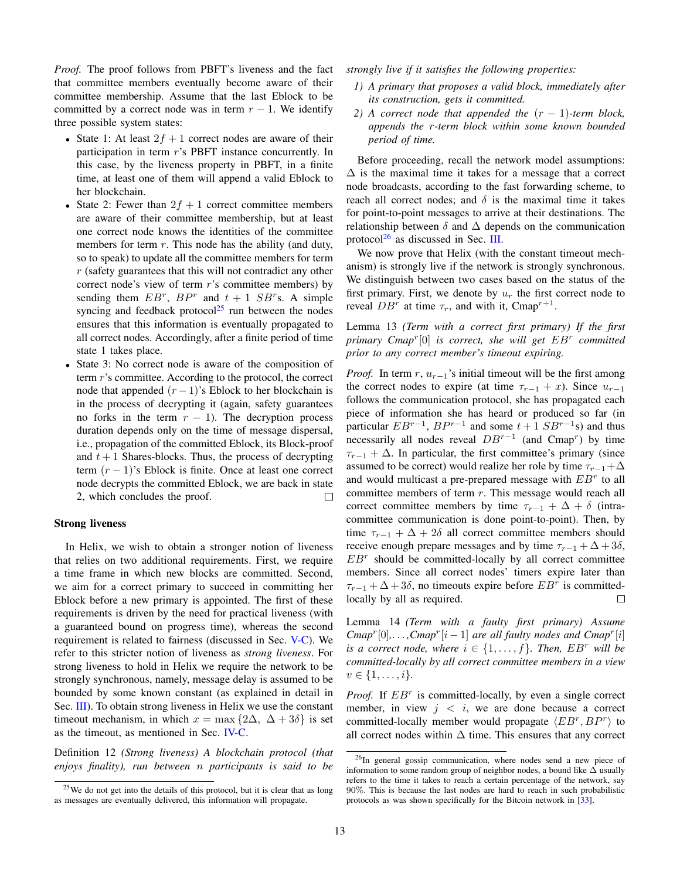*Proof.* The proof follows from PBFT's liveness and the fact that committee members eventually become aware of their committee membership. Assume that the last Eblock to be committed by a correct node was in term $r-1$. We identify three possible system states:

- State 1: At least $2f+1$ correct nodes are aware of their participation in term $r$'s PBFT instance concurrently. In this case, by the liveness property in PBFT, in a finite time, at least one of them will append a valid Eblock to her blockchain.
- State 2: Fewer than $2f+1$ correct committee members are aware of their committee membership, but at least one correct node knows the identities of the committee members for term $r$. This node has the ability (and duty, so to speak) to update all the committee members for term $r$ (safety guarantees that this will not contradict any other correct node's view of term $r$'s committee members) by sending them $EB^r$, $BP^r$ and $t+1$ $SB^r$s. A simple syncing and feedback protocol[25] run between the nodes ensures that this information is eventually propagated to all correct nodes. Accordingly, after a finite period of time state 1 takes place.
- State 3: No correct node is aware of the composition of term $r$'s committee. According to the protocol, the correct node that appended $(r-1)$'s Eblock to her blockchain is in the process of decrypting it (again, safety guarantees no forks in the term $r-1$). The decryption process duration depends only on the time of message dispersal, i.e., propagation of the committed Eblock, its Block-proof and $t+1$ Shares-blocks. Thus, the process of decrypting term $(r-1)$'s Eblock is finite. Once at least one correct node decrypts the committed Eblock, we are back in state 2, which concludes the proof. ☐

**Strong liveness**

In Helix, we wish to obtain a stronger notion of liveness that relies on two additional requirements. First, we require a time frame in which new blocks are committed. Second, we aim for a correct primary to succeed in committing her Eblock before a new primary is appointed. The first of these requirements is driven by the need for practical liveness (with a guaranteed bound on progress time), whereas the second requirement is related to fairness (discussed in Sec. V-C). We refer to this stricter notion of liveness as *strong liveness*. For strong liveness to hold in Helix we require the network to be strongly synchronous, namely, message delay is assumed to be bounded by some known constant (as explained in detail in Sec. III). To obtain strong liveness in Helix we use the constant timeout mechanism, in which $x = \max\{2\Delta,\ \Delta+3\delta\}$ is set as the timeout, as mentioned in Sec. IV-C.

Definition 12 *(Strong liveness) A blockchain protocol (that enjoys finality), run between $n$ participants is said to be strongly live if it satisfies the following properties:*

1) *A primary that proposes a valid block, immediately after its construction, gets it committed.*
2) *A correct node that appended the $(r-1)$-term block, appends the $r$-term block within some known bounded period of time.*

Before proceeding, recall the network model assumptions: $\Delta$ is the maximal time it takes for a message that a correct node broadcasts, according to the fast forwarding scheme, to reach all correct nodes; and $\delta$ is the maximal time it takes for point-to-point messages to arrive at their destinations. The relationship between $\delta$ and $\Delta$ depends on the communication protocol[26] as discussed in Sec. III.

We now prove that Helix (with the constant timeout mechanism) is strongly live if the network is strongly synchronous. We distinguish between two cases based on the status of the first primary. First, we denote by $u_r$ the first correct node to reveal $DB^r$ at time $\tau_r$, and with it, Cmap$^{r+1}$.

Lemma 13 *(Term with a correct first primary) If the first primary Cmap$^r[0]$ is correct, she will get $EB^r$ committed prior to any correct member's timeout expiring.*

*Proof.* In term $r$, $u_{r-1}$'s initial timeout will be the first among the correct nodes to expire (at time $\tau_{r-1}+x$). Since $u_{r-1}$ follows the communication protocol, she has propagated each piece of information she has heard or produced so far (in particular $EB^{r-1}$, $BP^{r-1}$ and some $t+1$ $SB^{r-1}$s) and thus necessarily all nodes reveal $DB^{r-1}$ (and Cmap$^r$) by time $\tau_{r-1}+\Delta$. In particular, the first committee's primary (since assumed to be correct) would realize her role by time $\tau_{r-1}+\Delta$ and would multicast a pre-prepared message with $EB^r$ to all committee members of term $r$. This message would reach all correct committee members by time $\tau_{r-1}+\Delta+\delta$ (intra-committee communication is done point-to-point). Then, by time $\tau_{r-1}+\Delta+2\delta$ all correct committee members should receive enough prepare messages and by time $\tau_{r-1}+\Delta+3\delta$, $EB^r$ should be committed-locally by all correct committee members. Since all correct nodes' timers expire later than $\tau_{r-1}+\Delta+3\delta$, no timeouts expire before $EB^r$ is committed-locally by all as required. ☐

Lemma 14 *(Term with a faulty first primary) Assume Cmap$^r[0]$,...,Cmap$^r[i-1]$ are all faulty nodes and Cmap$^r[i]$ is a correct node, where $i \in \{1,\ldots,f\}$. Then, $EB^r$ will be committed-locally by all correct committee members in a view $v \in \{1,\ldots,i\}$.*

*Proof.* If $EB^r$ is committed-locally, by even a single correct member, in view $j < i$, we are done because a correct committed-locally member would propagate $\langle EB^r, BP^r\rangle$ to all correct nodes within $\Delta$ time. This ensures that any correct

[25] We do not get into the details of this protocol, but it is clear that as long as messages are eventually delivered, this information will propagate.

[26] In general gossip communication, where nodes send a new piece of information to some random group of neighbor nodes, a bound like $\Delta$ usually refers to the time it takes to reach a certain percentage of the network, say 90%. This is because the last nodes are hard to reach in such probabilistic protocols as was shown specifically for the Bitcoin network in [33].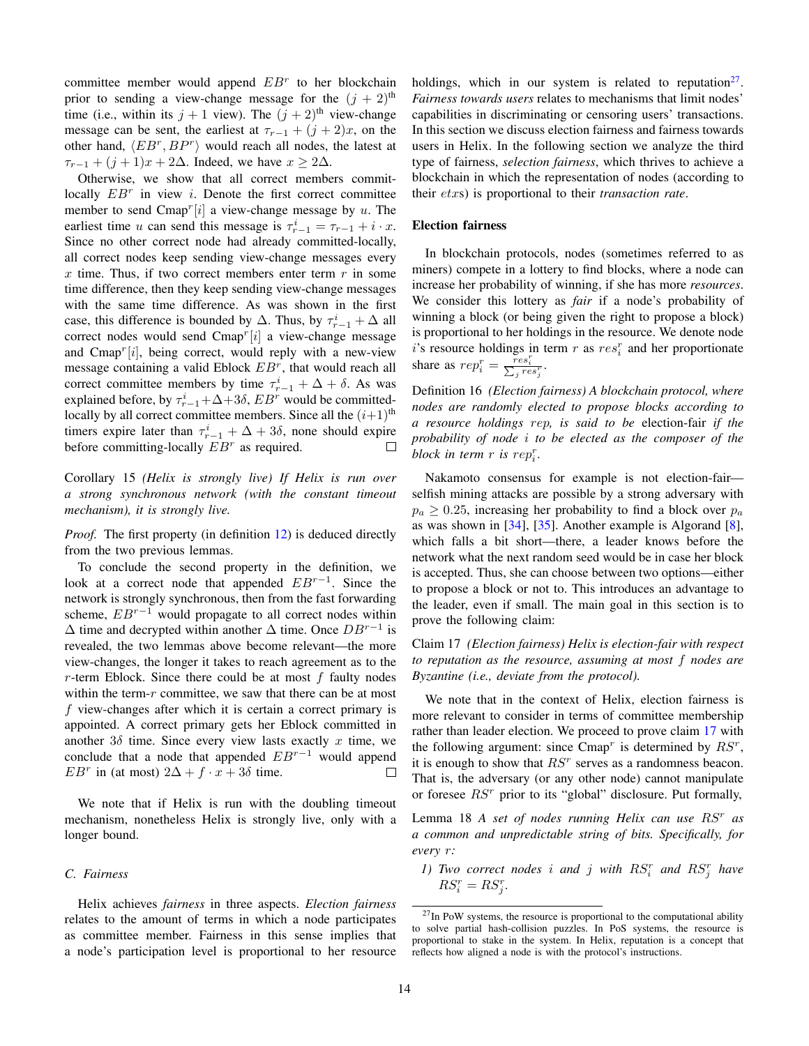committee member would append $EB^r$ to her blockchain prior to sending a view-change message for the $(j+2)^{\text{th}}$ time (i.e., within its $j+1$ view). The $(j+2)^{\text{th}}$ view-change message can be sent, the earliest at $\tau_{r-1}+(j+2)x$, on the other hand, $\langle EB^r, BP^r\rangle$ would reach all nodes, the latest at $\tau_{r-1}+(j+1)x+2\Delta$. Indeed, we have $x \geq 2\Delta$.

Otherwise, we show that all correct members commit-locally $EB^r$ in view $i$. Denote the first correct committee member to send Cmap$^r[i]$ a view-change message by $u$. The earliest time $u$ can send this message is $\tau^i_{r-1} = \tau_{r-1} + i \cdot x$. Since no other correct node had already committed-locally, all correct nodes keep sending view-change messages every $x$ time. Thus, if two correct members enter term $r$ in some time difference, then they keep sending view-change messages with the same time difference. As was shown in the first case, this difference is bounded by $\Delta$. Thus, by $\tau^i_{r-1}+\Delta$ all correct nodes would send Cmap$^r[i]$ a view-change message and Cmap$^r[i]$, being correct, would reply with a new-view message containing a valid Eblock $EB^r$, that would reach all correct committee members by time $\tau^i_{r-1}+\Delta+\delta$. As was explained before, by $\tau^i_{r-1}+\Delta+3\delta$, $EB^r$ would be committed-locally by all correct committee members. Since all the $(i+1)^{\text{th}}$ timers expire later than $\tau^i_{r-1}+\Delta+3\delta$, none should expire before committing-locally $EB^r$ as required. □

Corollary 15 *(Helix is strongly live) If Helix is run over a strong synchronous network (with the constant timeout mechanism), it is strongly live.*

*Proof.* The first property (in definition 12) is deduced directly from the two previous lemmas.

To conclude the second property in the definition, we look at a correct node that appended $EB^{r-1}$. Since the network is strongly synchronous, then from the fast forwarding scheme, $EB^{r-1}$ would propagate to all correct nodes within $\Delta$ time and decrypted within another $\Delta$ time. Once $DB^{r-1}$ is revealed, the two lemmas above become relevant—the more view-changes, the longer it takes to reach agreement as to the $r$-term Eblock. Since there could be at most $f$ faulty nodes within the term-$r$ committee, we saw that there can be at most $f$ view-changes after which it is certain a correct primary is appointed. A correct primary gets her Eblock committed in another $3\delta$ time. Since every view lasts exactly $x$ time, we conclude that a node that appended $EB^{r-1}$ would append $EB^r$ in (at most) $2\Delta + f\cdot x + 3\delta$ time. □

We note that if Helix is run with the doubling timeout mechanism, nonetheless Helix is strongly live, only with a longer bound.

### C. Fairness

Helix achieves *fairness* in three aspects. *Election fairness* relates to the amount of terms in which a node participates as committee member. Fairness in this sense implies that a node's participation level is proportional to her resource holdings, which in our system is related to reputation[27]. *Fairness towards users* relates to mechanisms that limit nodes' capabilities in discriminating or censoring users' transactions. In this section we discuss election fairness and fairness towards users in Helix. In the following section we analyze the third type of fairness, *selection fairness*, which thrives to achieve a blockchain in which the representation of nodes (according to their $etx$s) is proportional to their *transaction rate*.

#### Election fairness

In blockchain protocols, nodes (sometimes referred to as miners) compete in a lottery to find blocks, where a node can increase her probability of winning, if she has more *resources*. We consider this lottery as *fair* if a node's probability of winning a block (or being given the right to propose a block) is proportional to her holdings in the resource. We denote node $i$'s resource holdings in term $r$ as $res^r_i$ and her proportionate share as $rep^r_i = \frac{res^r_i}{\sum_j res^r_j}$.

Definition 16 *(Election fairness) A blockchain protocol, where nodes are randomly elected to propose blocks according to a resource holdings rep, is said to be* election-fair *if the probability of node $i$ to be elected as the composer of the block in term $r$ is $rep^r_i$.*

Nakamoto consensus for example is not election-fair—selfish mining attacks are possible by a strong adversary with $p_a \geq 0.25$, increasing her probability to find a block over $p_a$ as was shown in [34], [35]. Another example is Algorand [8], which falls a bit short—there, a leader knows before the network what the next random seed would be in case her block is accepted. Thus, she can choose between two options—either to propose a block or not to. This introduces an advantage to the leader, even if small. The main goal in this section is to prove the following claim:

Claim 17 *(Election fairness) Helix is election-fair with respect to reputation as the resource, assuming at most $f$ nodes are Byzantine (i.e., deviate from the protocol).*

We note that in the context of Helix, election fairness is more relevant to consider in terms of committee membership rather than leader election. We proceed to prove claim 17 with the following argument: since Cmap$^r$ is determined by $RS^r$, it is enough to show that $RS^r$ serves as a randomness beacon. That is, the adversary (or any other node) cannot manipulate or foresee $RS^r$ prior to its "global" disclosure. Put formally,

Lemma 18 *A set of nodes running Helix can use $RS^r$ as a common and unpredictable string of bits. Specifically, for every $r$:*

1) *Two correct nodes $i$ and $j$ with $RS^r_i$ and $RS^r_j$ have $RS^r_i = RS^r_j$.*

[27] In PoW systems, the resource is proportional to the computational ability to solve partial hash-collision puzzles. In PoS systems, the resource is proportional to stake in the system. In Helix, reputation is a concept that reflects how aligned a node is with the protocol's instructions.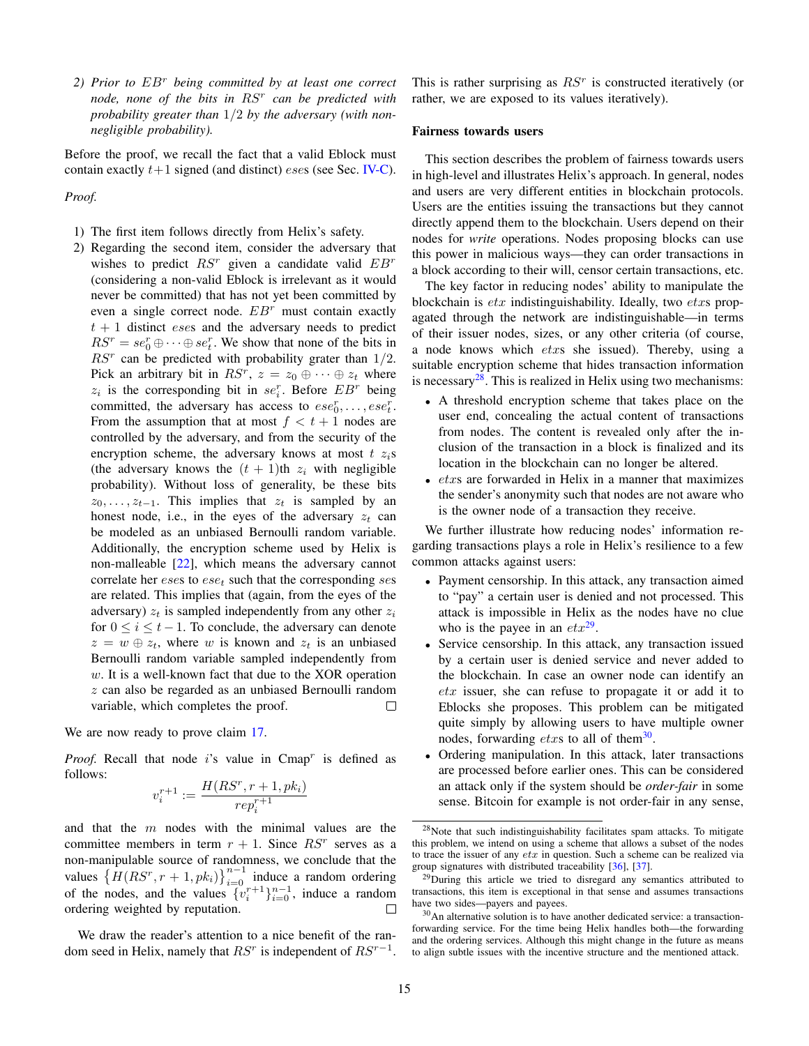2) *Prior to $EB^r$ being committed by at least one correct node, none of the bits in $RS^r$ can be predicted with probability greater than $1/2$ by the adversary (with non-negligible probability).*

Before the proof, we recall the fact that a valid Eblock must contain exactly $t+1$ signed (and distinct) $ese$s (see Sec. IV-C).

*Proof.*

1) The first item follows directly from Helix's safety.
2) Regarding the second item, consider the adversary that wishes to predict $RS^r$ given a candidate valid $EB^r$ (considering a non-valid Eblock is irrelevant as it would never be committed) that has not yet been committed by even a single correct node. $EB^r$ must contain exactly $t+1$ distinct $ese$s and the adversary needs to predict $RS^r = se_0^r \oplus \cdots \oplus se_t^r$. We show that none of the bits in $RS^r$ can be predicted with probability grater than $1/2$. Pick an arbitrary bit in $RS^r$, $z = z_0 \oplus \cdots \oplus z_t$ where $z_i$ is the corresponding bit in $se_i^r$. Before $EB^r$ being committed, the adversary has access to $ese_0^r, \ldots, ese_t^r$. From the assumption that at most $f < t+1$ nodes are controlled by the adversary, and from the security of the encryption scheme, the adversary knows at most $t$ $z_i$s (the adversary knows the $(t+1)$th $z_i$ with negligible probability). Without loss of generality, be these bits $z_0, \ldots, z_{t-1}$. This implies that $z_t$ is sampled by an honest node, i.e., in the eyes of the adversary $z_t$ can be modeled as an unbiased Bernoulli random variable. Additionally, the encryption scheme used by Helix is non-malleable [22], which means the adversary cannot correlate her $ese$s to $ese_t$ such that the corresponding $se$s are related. This implies that (again, from the eyes of the adversary) $z_t$ is sampled independently from any other $z_i$ for $0 \leq i \leq t-1$. To conclude, the adversary can denote $z = w \oplus z_t$, where $w$ is known and $z_t$ is an unbiased Bernoulli random variable sampled independently from $w$. It is a well-known fact that due to the XOR operation $z$ can also be regarded as an unbiased Bernoulli random variable, which completes the proof. ☐

We are now ready to prove claim 17.

*Proof.* Recall that node $i$'s value in Cmap$^r$ is defined as follows:

$$v_i^{r+1} := \frac{H(RS^r, r+1, pk_i)}{rep_i^{r+1}}$$

and that the $m$ nodes with the minimal values are the committee members in term $r+1$. Since $RS^r$ serves as a non-manipulable source of randomness, we conclude that the values $\left\{H(RS^r, r+1, pk_i)\right\}_{i=0}^{n-1}$ induce a random ordering of the nodes, and the values $\{v_i^{r+1}\}_{i=0}^{n-1}$, induce a random ordering weighted by reputation. ☐

We draw the reader's attention to a nice benefit of the random seed in Helix, namely that $RS^r$ is independent of $RS^{r-1}$. This is rather surprising as $RS^r$ is constructed iteratively (or rather, we are exposed to its values iteratively).

**Fairness towards users**

This section describes the problem of fairness towards users in high-level and illustrates Helix's approach. In general, nodes and users are very different entities in blockchain protocols. Users are the entities issuing the transactions but they cannot directly append them to the blockchain. Users depend on their nodes for *write* operations. Nodes proposing blocks can use this power in malicious ways—they can order transactions in a block according to their will, censor certain transactions, etc.

The key factor in reducing nodes' ability to manipulate the blockchain is $etx$ indistinguishability. Ideally, two $etx$s propagated through the network are indistinguishable—in terms of their issuer nodes, sizes, or any other criteria (of course, a node knows which $etx$s she issued). Thereby, using a suitable encryption scheme that hides transaction information is necessary[28]. This is realized in Helix using two mechanisms:

- A threshold encryption scheme that takes place on the user end, concealing the actual content of transactions from nodes. The content is revealed only after the inclusion of the transaction in a block is finalized and its location in the blockchain can no longer be altered.
- $etx$s are forwarded in Helix in a manner that maximizes the sender's anonymity such that nodes are not aware who is the owner node of a transaction they receive.

We further illustrate how reducing nodes' information regarding transactions plays a role in Helix's resilience to a few common attacks against users:

- Payment censorship. In this attack, any transaction aimed to "pay" a certain user is denied and not processed. This attack is impossible in Helix as the nodes have no clue who is the payee in an $etx$[29].
- Service censorship. In this attack, any transaction issued by a certain user is denied service and never added to the blockchain. In case an owner node can identify an $etx$ issuer, she can refuse to propagate it or add it to Eblocks she proposes. This problem can be mitigated quite simply by allowing users to have multiple owner nodes, forwarding $etx$s to all of them[30].
- Ordering manipulation. In this attack, later transactions are processed before earlier ones. This can be considered an attack only if the system should be *order-fair* in some sense. Bitcoin for example is not order-fair in any sense,

[28] Note that such indistinguishability facilitates spam attacks. To mitigate this problem, we intend on using a scheme that allows a subset of the nodes to trace the issuer of any $etx$ in question. Such a scheme can be realized via group signatures with distributed traceability [36], [37].

[29] During this article we tried to disregard any semantics attributed to transactions, this item is exceptional in that sense and assumes transactions have two sides—payers and payees.

[30] An alternative solution is to have another dedicated service: a transaction-forwarding service. For the time being Helix handles both—the forwarding and the ordering services. Although this might change in the future as means to align subtle issues with the incentive structure and the mentioned attack.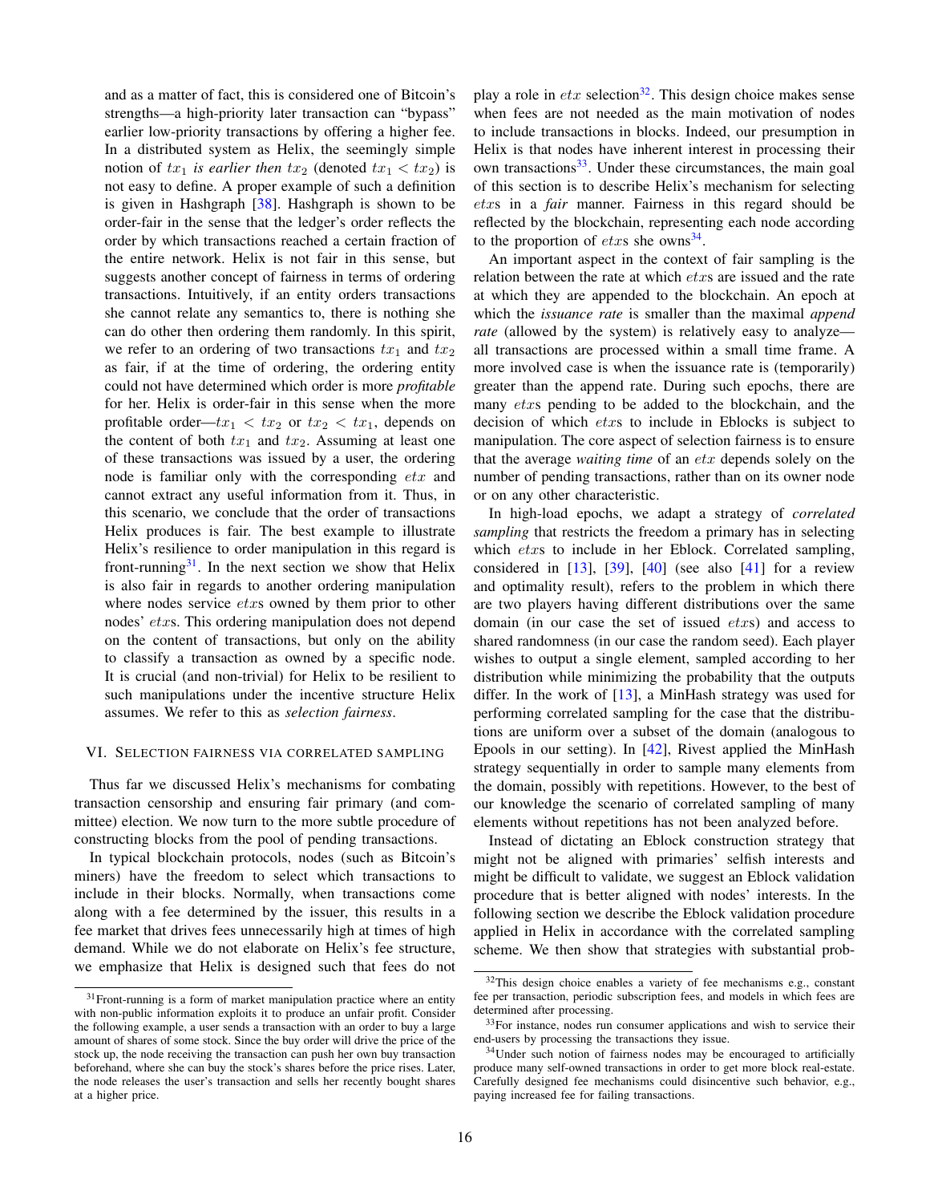and as a matter of fact, this is considered one of Bitcoin's strengths—a high-priority later transaction can "bypass" earlier low-priority transactions by offering a higher fee. In a distributed system as Helix, the seemingly simple notion of $tx_1$ *is earlier then* $tx_2$ (denoted $tx_1 < tx_2$) is not easy to define. A proper example of such a definition is given in Hashgraph [38]. Hashgraph is shown to be order-fair in the sense that the ledger's order reflects the order by which transactions reached a certain fraction of the entire network. Helix is not fair in this sense, but suggests another concept of fairness in terms of ordering transactions. Intuitively, if an entity orders transactions she cannot relate any semantics to, there is nothing she can do other then ordering them randomly. In this spirit, we refer to an ordering of two transactions $tx_1$ and $tx_2$ as fair, if at the time of ordering, the ordering entity could not have determined which order is more *profitable* for her. Helix is order-fair in this sense when the more profitable order—$tx_1 < tx_2$ or $tx_2 < tx_1$, depends on the content of both $tx_1$ and $tx_2$. Assuming at least one of these transactions was issued by a user, the ordering node is familiar only with the corresponding $etx$ and cannot extract any useful information from it. Thus, in this scenario, we conclude that the order of transactions Helix produces is fair. The best example to illustrate Helix's resilience to order manipulation in this regard is front-running[31]. In the next section we show that Helix is also fair in regards to another ordering manipulation where nodes service $etx$s owned by them prior to other nodes' $etx$s. This ordering manipulation does not depend on the content of transactions, but only on the ability to classify a transaction as owned by a specific node. It is crucial (and non-trivial) for Helix to be resilient to such manipulations under the incentive structure Helix assumes. We refer to this as *selection fairness*.

## VI. Selection fairness via correlated sampling

Thus far we discussed Helix's mechanisms for combating transaction censorship and ensuring fair primary (and committee) election. We now turn to the more subtle procedure of constructing blocks from the pool of pending transactions.

In typical blockchain protocols, nodes (such as Bitcoin's miners) have the freedom to select which transactions to include in their blocks. Normally, when transactions come along with a fee determined by the issuer, this results in a fee market that drives fees unnecessarily high at times of high demand. While we do not elaborate on Helix's fee structure, we emphasize that Helix is designed such that fees do not play a role in $etx$ selection[32]. This design choice makes sense when fees are not needed as the main motivation of nodes to include transactions in blocks. Indeed, our presumption in Helix is that nodes have inherent interest in processing their own transactions[33]. Under these circumstances, the main goal of this section is to describe Helix's mechanism for selecting $etx$s in a *fair* manner. Fairness in this regard should be reflected by the blockchain, representing each node according to the proportion of $etx$s she owns[34].

An important aspect in the context of fair sampling is the relation between the rate at which $etx$s are issued and the rate at which they are appended to the blockchain. An epoch at which the *issuance rate* is smaller than the maximal *append rate* (allowed by the system) is relatively easy to analyze—all transactions are processed within a small time frame. A more involved case is when the issuance rate is (temporarily) greater than the append rate. During such epochs, there are many $etx$s pending to be added to the blockchain, and the decision of which $etx$s to include in Eblocks is subject to manipulation. The core aspect of selection fairness is to ensure that the average *waiting time* of an $etx$ depends solely on the number of pending transactions, rather than on its owner node or on any other characteristic.

In high-load epochs, we adapt a strategy of *correlated sampling* that restricts the freedom a primary has in selecting which $etx$s to include in her Eblock. Correlated sampling, considered in [13], [39], [40] (see also [41] for a review and optimality result), refers to the problem in which there are two players having different distributions over the same domain (in our case the set of issued $etx$s) and access to shared randomness (in our case the random seed). Each player wishes to output a single element, sampled according to her distribution while minimizing the probability that the outputs differ. In the work of [13], a MinHash strategy was used for performing correlated sampling for the case that the distributions are uniform over a subset of the domain (analogous to Epools in our setting). In [42], Rivest applied the MinHash strategy sequentially in order to sample many elements from the domain, possibly with repetitions. However, to the best of our knowledge the scenario of correlated sampling of many elements without repetitions has not been analyzed before.

Instead of dictating an Eblock construction strategy that might not be aligned with primaries' selfish interests and might be difficult to validate, we suggest an Eblock validation procedure that is better aligned with nodes' interests. In the following section we describe the Eblock validation procedure applied in Helix in accordance with the correlated sampling scheme. We then show that strategies with substantial prob-

[31] Front-running is a form of market manipulation practice where an entity with non-public information exploits it to produce an unfair profit. Consider the following example, a user sends a transaction with an order to buy a large amount of shares of some stock. Since the buy order will drive the price of the stock up, the node receiving the transaction can push her own buy transaction beforehand, where she can buy the stock's shares before the price rises. Later, the node releases the user's transaction and sells her recently bought shares at a higher price.

[32] This design choice enables a variety of fee mechanisms e.g., constant fee per transaction, periodic subscription fees, and models in which fees are determined after processing.

[33] For instance, nodes run consumer applications and wish to service their end-users by processing the transactions they issue.

[34] Under such notion of fairness nodes may be encouraged to artificially produce many self-owned transactions in order to get more block real-estate. Carefully designed fee mechanisms could disincentive such behavior, e.g., paying increased fee for failing transactions.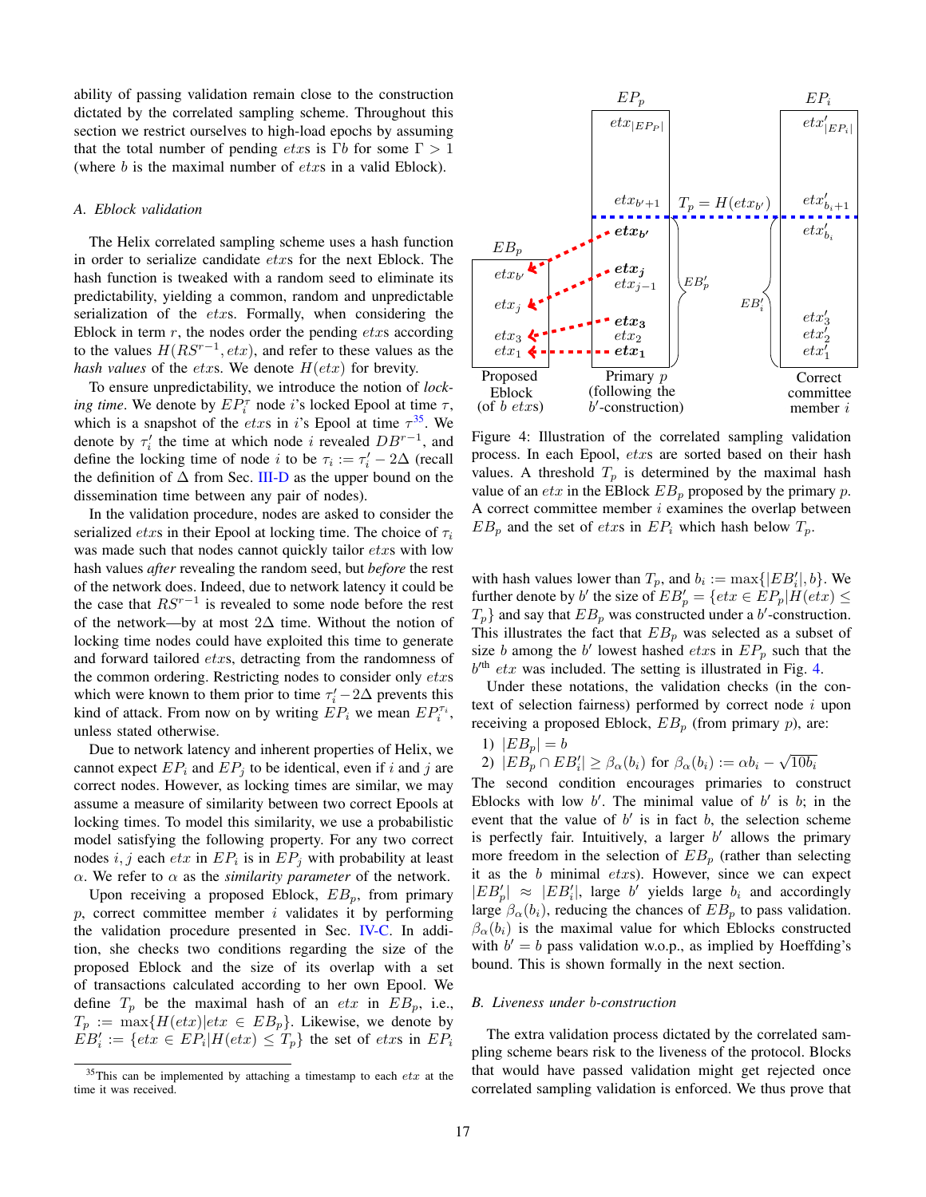ability of passing validation remain close to the construction dictated by the correlated sampling scheme. Throughout this section we restrict ourselves to high-load epochs by assuming that the total number of pending $etx$s is $\Gamma b$ for some $\Gamma > 1$ (where $b$ is the maximal number of $etx$s in a valid Eblock).

### A. Eblock validation

The Helix correlated sampling scheme uses a hash function in order to serialize candidate $etx$s for the next Eblock. The hash function is tweaked with a random seed to eliminate its predictability, yielding a common, random and unpredictable serialization of the $etx$s. Formally, when considering the Eblock in term $r$, the nodes order the pending $etx$s according to the values $H(RS^{r-1}, etx)$, and refer to these values as the *hash values* of the $etx$s. We denote $H(etx)$ for brevity.

To ensure unpredictability, we introduce the notion of *locking time*. We denote by $EP_i^{\tau}$ node $i$'s locked Epool at time $\tau$, which is a snapshot of the $etx$s in $i$'s Epool at time $\tau$[35]. We denote by $\tau_i'$ the time at which node $i$ revealed $DB^{r-1}$, and define the locking time of node $i$ to be $\tau_i := \tau_i' - 2\Delta$ (recall the definition of $\Delta$ from Sec. III-D as the upper bound on the dissemination time between any pair of nodes).

In the validation procedure, nodes are asked to consider the serialized $etx$s in their Epool at locking time. The choice of $\tau_i$ was made such that nodes cannot quickly tailor $etx$s with low hash values *after* revealing the random seed, but *before* the rest of the network does. Indeed, due to network latency it could be the case that $RS^{r-1}$ is revealed to some node before the rest of the network—by at most $2\Delta$ time. Without the notion of locking time nodes could have exploited this time to generate and forward tailored $etx$s, detracting from the randomness of the common ordering. Restricting nodes to consider only $etx$s which were known to them prior to time $\tau_i' - 2\Delta$ prevents this kind of attack. From now on by writing $EP_i$ we mean $EP_i^{\tau_i}$, unless stated otherwise.

Due to network latency and inherent properties of Helix, we cannot expect $EP_i$ and $EP_j$ to be identical, even if $i$ and $j$ are correct nodes. However, as locking times are similar, we may assume a measure of similarity between two correct Epools at locking times. To model this similarity, we use a probabilistic model satisfying the following property. For any two correct nodes $i, j$ each $etx$ in $EP_i$ is in $EP_j$ with probability at least $\alpha$. We refer to $\alpha$ as the *similarity parameter* of the network.

Upon receiving a proposed Eblock, $EB_p$, from primary $p$, correct committee member $i$ validates it by performing the validation procedure presented in Sec. IV-C. In addition, she checks two conditions regarding the size of the proposed Eblock and the size of its overlap with a set of transactions calculated according to her own Epool. We define $T_p$ be the maximal hash of an $etx$ in $EB_p$, i.e., $T_p := \max\{H(etx) | etx \in EB_p\}$. Likewise, we denote by $EB_i' := \{etx \in EP_i | H(etx) \leq T_p\}$ the set of $etx$s in $EP_i$ with hash values lower than $T_p$, and $b_i := \max\{|EB_i'|, b\}$. We further denote by $b'$ the size of $EB_p' = \{etx \in EP_p | H(etx) \leq T_p\}$ and say that $EB_p$ was constructed under a $b'$-construction. This illustrates the fact that $EB_p$ was selected as a subset of size $b$ among the $b'$ lowest hashed $etx$s in $EP_p$ such that the $b'^{\text{th}}$ $etx$ was included. The setting is illustrated in Fig. 4.

Figure 4: Illustration of the correlated sampling validation process. In each Epool, $etx$s are sorted based on their hash values. A threshold $T_p$ is determined by the maximal hash value of an $etx$ in the EBlock $EB_p$ proposed by the primary $p$. A correct committee member $i$ examines the overlap between $EB_p$ and the set of $etx$s in $EP_i$ which hash below $T_p$.

Under these notations, the validation checks (in the context of selection fairness) performed by correct node $i$ upon receiving a proposed Eblock, $EB_p$ (from primary $p$), are:

1) $|EB_p| = b$
2) $|EB_p \cap EB_i'| \geq \beta_\alpha(b_i)$ for $\beta_\alpha(b_i) := \alpha b_i - \sqrt{10 b_i}$

The second condition encourages primaries to construct Eblocks with low $b'$. The minimal value of $b'$ is $b$; in the event that the value of $b'$ is in fact $b$, the selection scheme is perfectly fair. Intuitively, a larger $b'$ allows the primary more freedom in the selection of $EB_p$ (rather than selecting it as the $b$ minimal $etx$s). However, since we can expect $|EB_p'| \approx |EB_i'|$, large $b'$ yields large $b_i$ and accordingly large $\beta_\alpha(b_i)$, reducing the chances of $EB_p$ to pass validation. $\beta_\alpha(b_i)$ is the maximal value for which Eblocks constructed with $b' = b$ pass validation w.o.p., as implied by Hoeffding's bound. This is shown formally in the next section.

### B. Liveness under $b$-construction

The extra validation process dictated by the correlated sampling scheme bears risk to the liveness of the protocol. Blocks that would have passed validation might get rejected once correlated sampling validation is enforced. We thus prove that

[35] This can be implemented by attaching a timestamp to each $etx$ at the time it was received.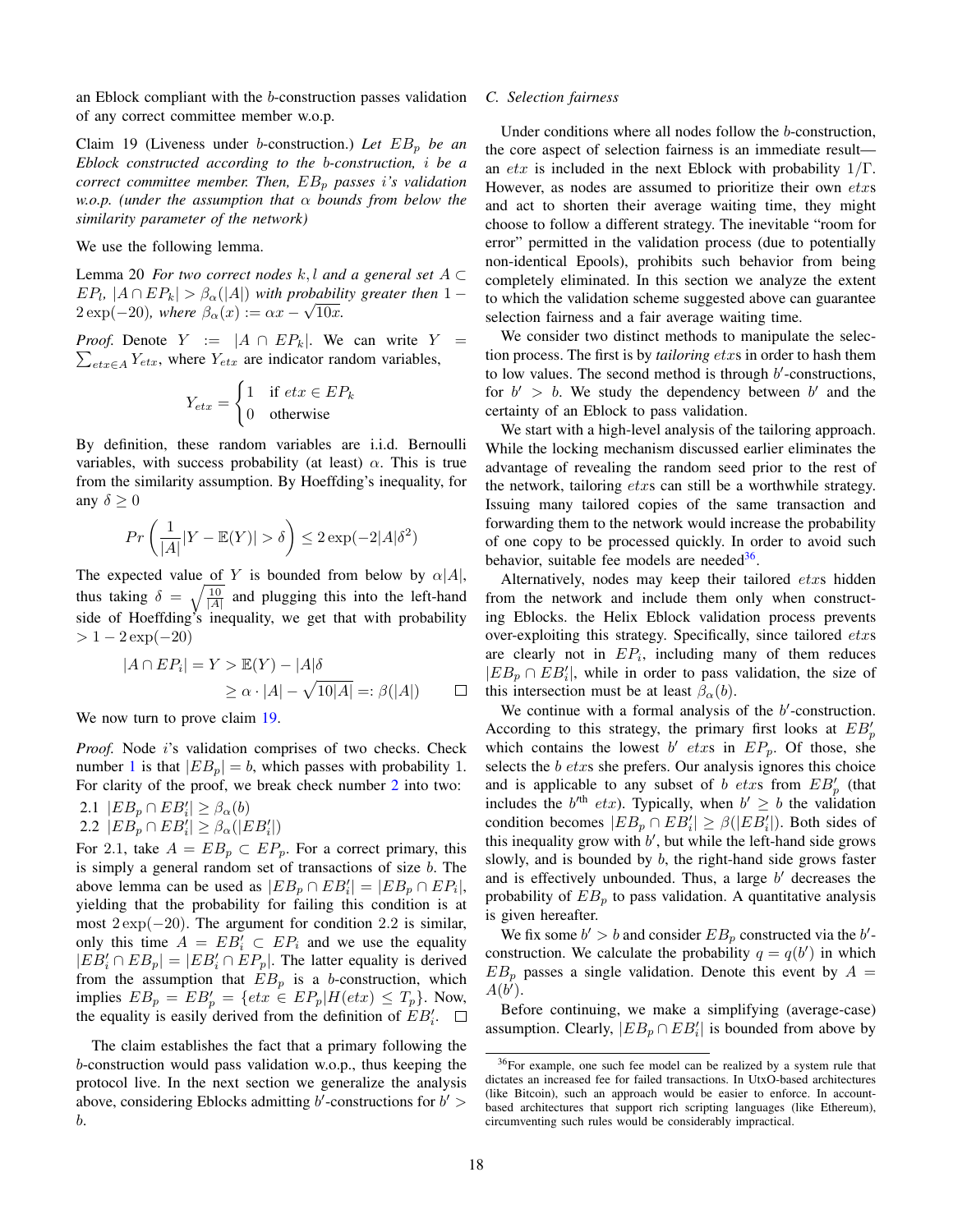an Eblock compliant with the $b$-construction passes validation of any correct committee member w.o.p.

Claim 19 (Liveness under $b$-construction.) *Let $EB_p$ be an Eblock constructed according to the $b$-construction, $i$ be a correct committee member. Then, $EB_p$ passes $i$'s validation w.o.p. (under the assumption that $\alpha$ bounds from below the similarity parameter of the network)*

We use the following lemma.

Lemma 20 *For two correct nodes $k, l$ and a general set $A \subset EP_l$, $|A \cap EP_k| > \beta_\alpha(|A|)$ with probability greater then $1 - 2\exp(-20)$, where $\beta_\alpha(x) := \alpha x - \sqrt{10x}$.*

*Proof.* Denote $Y := |A \cap EP_k|$. We can write $Y = \sum_{etx \in A} Y_{etx}$, where $Y_{etx}$ are indicator random variables,

$$Y_{etx} = \begin{cases} 1 & \text{if } etx \in EP_k \\ 0 & \text{otherwise} \end{cases}$$

By definition, these random variables are i.i.d. Bernoulli variables, with success probability (at least) $\alpha$. This is true from the similarity assumption. By Hoeffding's inequality, for any $\delta \geq 0$

$$Pr\left(\frac{1}{|A|}|Y - \mathbb{E}(Y)| > \delta\right) \leq 2\exp(-2|A|\delta^2)$$

The expected value of $Y$ is bounded from below by $\alpha|A|$, thus taking $\delta = \sqrt{\frac{10}{|A|}}$ and plugging this into the left-hand side of Hoeffding's inequality, we get that with probability $> 1 - 2\exp(-20)$

$$\begin{aligned} |A \cap EP_i| = Y &> \mathbb{E}(Y) - |A|\delta \\ &\geq \alpha \cdot |A| - \sqrt{10|A|} =: \beta(|A|) \end{aligned}$$

□

We now turn to prove claim 19.

*Proof.* Node $i$'s validation comprises of two checks. Check number 1 is that $|EB_p| = b$, which passes with probability 1. For clarity of the proof, we break check number 2 into two:

2.1 $|EB_p \cap EB'_i| \geq \beta_\alpha(b)$

2.2 $|EB_p \cap EB'_i| \geq \beta_\alpha(|EB'_i|)$

For 2.1, take $A = EB_p \subset EP_p$. For a correct primary, this is simply a general random set of transactions of size $b$. The above lemma can be used as $|EB_p \cap EB'_i| = |EB_p \cap EP_i|$, yielding that the probability for failing this condition is at most $2\exp(-20)$. The argument for condition 2.2 is similar, only this time $A = EB'_i \subset EP_i$ and we use the equality $|EB'_i \cap EB_p| = |EB'_i \cap EP_p|$. The latter equality is derived from the assumption that $EB_p$ is a $b$-construction, which implies $EB_p = EB'_p = \{etx \in EP_p | H(etx) \leq T_p\}$. Now, the equality is easily derived from the definition of $EB'_i$. □

The claim establishes the fact that a primary following the $b$-construction would pass validation w.o.p., thus keeping the protocol live. In the next section we generalize the analysis above, considering Eblocks admitting $b'$-constructions for $b' > b$.

### C. Selection fairness

Under conditions where all nodes follow the $b$-construction, the core aspect of selection fairness is an immediate result—an $etx$ is included in the next Eblock with probability $1/\Gamma$. However, as nodes are assumed to prioritize their own $etx$s and act to shorten their average waiting time, they might choose to follow a different strategy. The inevitable "room for error" permitted in the validation process (due to potentially non-identical Epools), prohibits such behavior from being completely eliminated. In this section we analyze the extent to which the validation scheme suggested above can guarantee selection fairness and a fair average waiting time.

We consider two distinct methods to manipulate the selection process. The first is by *tailoring* $etx$s in order to hash them to low values. The second method is through $b'$-constructions, for $b' > b$. We study the dependency between $b'$ and the certainty of an Eblock to pass validation.

We start with a high-level analysis of the tailoring approach. While the locking mechanism discussed earlier eliminates the advantage of revealing the random seed prior to the rest of the network, tailoring $etx$s can still be a worthwhile strategy. Issuing many tailored copies of the same transaction and forwarding them to the network would increase the probability of one copy to be processed quickly. In order to avoid such behavior, suitable fee models are needed[36].

Alternatively, nodes may keep their tailored $etx$s hidden from the network and include them only when constructing Eblocks. the Helix Eblock validation process prevents over-exploiting this strategy. Specifically, since tailored $etx$s are clearly not in $EP_i$, including many of them reduces $|EB_p \cap EB'_i|$, while in order to pass validation, the size of this intersection must be at least $\beta_\alpha(b)$.

We continue with a formal analysis of the $b'$-construction. According to this strategy, the primary first looks at $EB'_p$ which contains the lowest $b'$ $etx$s in $EP_p$. Of those, she selects the $b$ $etx$s she prefers. Our analysis ignores this choice and is applicable to any subset of $b$ $etx$s from $EB'_p$ (that includes the $b'^{\text{th}}$ $etx$). Typically, when $b' \geq b$ the validation condition becomes $|EB_p \cap EB'_i| \geq \beta(|EB'_i|)$. Both sides of this inequality grow with $b'$, but while the left-hand side grows slowly, and is bounded by $b$, the right-hand side grows faster and is effectively unbounded. Thus, a large $b'$ decreases the probability of $EB_p$ to pass validation. A quantitative analysis is given hereafter.

We fix some $b' > b$ and consider $EB_p$ constructed via the $b'$-construction. We calculate the probability $q = q(b')$ in which $EB_p$ passes a single validation. Denote this event by $A = A(b')$.

Before continuing, we make a simplifying (average-case) assumption. Clearly, $|EB_p \cap EB'_i|$ is bounded from above by

[36]For example, one such fee model can be realized by a system rule that dictates an increased fee for failed transactions. In UtxO-based architectures (like Bitcoin), such an approach would be easier to enforce. In account-based architectures that support rich scripting languages (like Ethereum), circumventing such rules would be considerably impractical.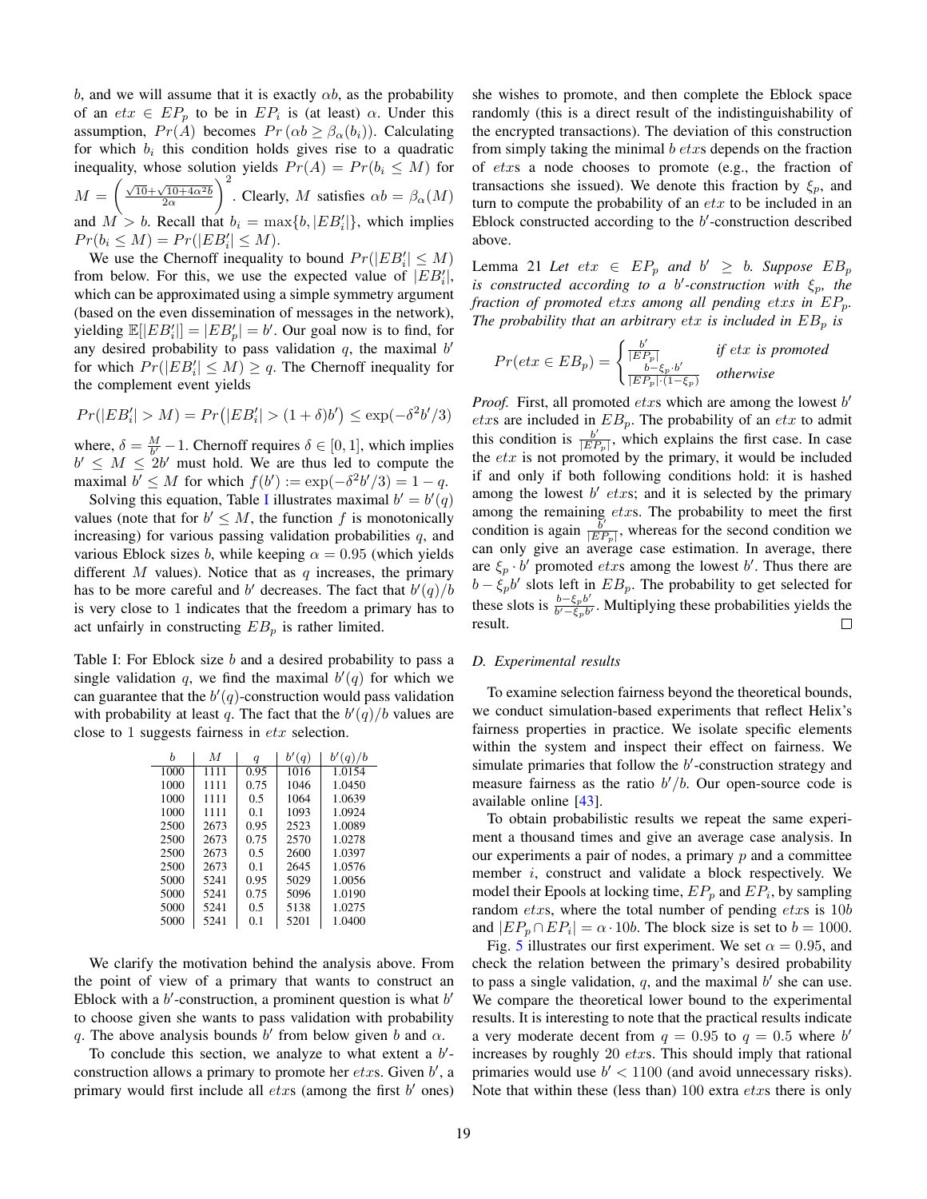$b$, and we will assume that it is exactly $\alpha b$, as the probability of an $etx \in EP_p$ to be in $EP_i$ is (at least) $\alpha$. Under this assumption, $Pr(A)$ becomes $Pr(\alpha b \geq \beta_\alpha(b_i))$. Calculating for which $b_i$ this condition holds gives rise to a quadratic inequality, whose solution yields $Pr(A) = Pr(b_i \leq M)$ for $M = \left(\frac{\sqrt{10}+\sqrt{10+4\alpha^2 b}}{2\alpha}\right)^2$. Clearly, $M$ satisfies $\alpha b = \beta_\alpha(M)$ and $M > b$. Recall that $b_i = \max\{b, |EB_i'|\}$, which implies $Pr(b_i \leq M) = Pr(|EB_i'| \leq M)$.

We use the Chernoff inequality to bound $Pr(|EB_i'| \leq M)$ from below. For this, we use the expected value of $|EB_i'|$, which can be approximated using a simple symmetry argument (based on the even dissemination of messages in the network), yielding $\mathbb{E}[|EB_i'|] = |EB_p'| = b'$. Our goal now is to find, for any desired probability to pass validation $q$, the maximal $b'$ for which $Pr(|EB_i'| \leq M) \geq q$. The Chernoff inequality for the complement event yields

$$Pr(|EB_i'| > M) = Pr\big(|EB_i'| > (1+\delta)b'\big) \leq \exp(-\delta^2 b'/3)$$

where, $\delta = \frac{M}{b'} - 1$. Chernoff requires $\delta \in [0, 1]$, which implies $b' \leq M \leq 2b'$ must hold. We are thus led to compute the maximal $b' \leq M$ for which $f(b') := \exp(-\delta^2 b'/3) = 1 - q$.

Solving this equation, Table I illustrates maximal $b' = b'(q)$ values (note that for $b' \leq M$, the function $f$ is monotonically increasing) for various passing validation probabilities $q$, and various Eblock sizes $b$, while keeping $\alpha = 0.95$ (which yields different $M$ values). Notice that as $q$ increases, the primary has to be more careful and $b'$ decreases. The fact that $b'(q)/b$ is very close to 1 indicates that the freedom a primary has to act unfairly in constructing $EB_p$ is rather limited.

Table I: For Eblock size $b$ and a desired probability to pass a single validation $q$, we find the maximal $b'(q)$ for which we can guarantee that the $b'(q)$-construction would pass validation with probability at least $q$. The fact that the $b'(q)/b$ values are close to 1 suggests fairness in $etx$ selection.

| $b$ | $M$ | $q$ | $b'(q)$ | $b'(q)/b$ |
|---|---|---|---|---|
| 1000 | 1111 | 0.95 | 1016 | 1.0154 |
| 1000 | 1111 | 0.75 | 1046 | 1.0450 |
| 1000 | 1111 | 0.5 | 1064 | 1.0639 |
| 1000 | 1111 | 0.1 | 1093 | 1.0924 |
| 2500 | 2673 | 0.95 | 2523 | 1.0089 |
| 2500 | 2673 | 0.75 | 2570 | 1.0278 |
| 2500 | 2673 | 0.5 | 2600 | 1.0397 |
| 2500 | 2673 | 0.1 | 2645 | 1.0576 |
| 5000 | 5241 | 0.95 | 5029 | 1.0056 |
| 5000 | 5241 | 0.75 | 5096 | 1.0190 |
| 5000 | 5241 | 0.5 | 5138 | 1.0275 |
| 5000 | 5241 | 0.1 | 5201 | 1.0400 |

We clarify the motivation behind the analysis above. From the point of view of a primary that wants to construct an Eblock with a $b'$-construction, a prominent question is what $b'$ to choose given she wants to pass validation with probability $q$. The above analysis bounds $b'$ from below given $b$ and $\alpha$.

To conclude this section, we analyze to what extent a $b'$-construction allows a primary to promote her $etx$s. Given $b'$, a primary would first include all $etx$s (among the first $b'$ ones) she wishes to promote, and then complete the Eblock space randomly (this is a direct result of the indistinguishability of the encrypted transactions). The deviation of this construction from simply taking the minimal $b$ $etx$s depends on the fraction of $etx$s a node chooses to promote (e.g., the fraction of transactions she issued). We denote this fraction by $\xi_p$, and turn to compute the probability of an $etx$ to be included in an Eblock constructed according to the $b'$-construction described above.

**Lemma 21** *Let $etx \in EP_p$ and $b' \geq b$. Suppose $EB_p$ is constructed according to a $b'$-construction with $\xi_p$, the fraction of promoted $etx$s among all pending $etx$s in $EP_p$. The probability that an arbitrary $etx$ is included in $EB_p$ is*

$$Pr(etx \in EB_p) = \begin{cases} \frac{b'}{|EP_p|} & \textit{if } etx \textit{ is promoted} \\ \frac{b - \xi_p \cdot b'}{|EP_p| \cdot (1-\xi_p)} & \textit{otherwise} \end{cases}$$

*Proof.* First, all promoted $etx$s which are among the lowest $b'$ $etx$s are included in $EB_p$. The probability of an $etx$ to admit this condition is $\frac{b'}{|EP_p|}$, which explains the first case. In case the $etx$ is not promoted by the primary, it would be included if and only if both following conditions hold: it is hashed among the lowest $b'$ $etx$s; and it is selected by the primary among the remaining $etx$s. The probability to meet the first condition is again $\frac{b'}{|EP_p|}$, whereas for the second condition we can only give an average case estimation. In average, there are $\xi_p \cdot b'$ promoted $etx$s among the lowest $b'$. Thus there are $b - \xi_p b'$ slots left in $EB_p$. The probability to get selected for these slots is $\frac{b - \xi_p b'}{b' - \xi_p b'}$. Multiplying these probabilities yields the result. □

### D. Experimental results

To examine selection fairness beyond the theoretical bounds, we conduct simulation-based experiments that reflect Helix's fairness properties in practice. We isolate specific elements within the system and inspect their effect on fairness. We simulate primaries that follow the $b'$-construction strategy and measure fairness as the ratio $b'/b$. Our open-source code is available online [43].

To obtain probabilistic results we repeat the same experiment a thousand times and give an average case analysis. In our experiments a pair of nodes, a primary $p$ and a committee member $i$, construct and validate a block respectively. We model their Epools at locking time, $EP_p$ and $EP_i$, by sampling random $etx$s, where the total number of pending $etx$s is $10b$ and $|EP_p \cap EP_i| = \alpha \cdot 10b$. The block size is set to $b = 1000$.

Fig. 5 illustrates our first experiment. We set $\alpha = 0.95$, and check the relation between the primary's desired probability to pass a single validation, $q$, and the maximal $b'$ she can use. We compare the theoretical lower bound to the experimental results. It is interesting to note that the practical results indicate a very moderate decent from $q = 0.95$ to $q = 0.5$ where $b'$ increases by roughly 20 $etx$s. This should imply that rational primaries would use $b' < 1100$ (and avoid unnecessary risks). Note that within these (less than) 100 extra $etx$s there is only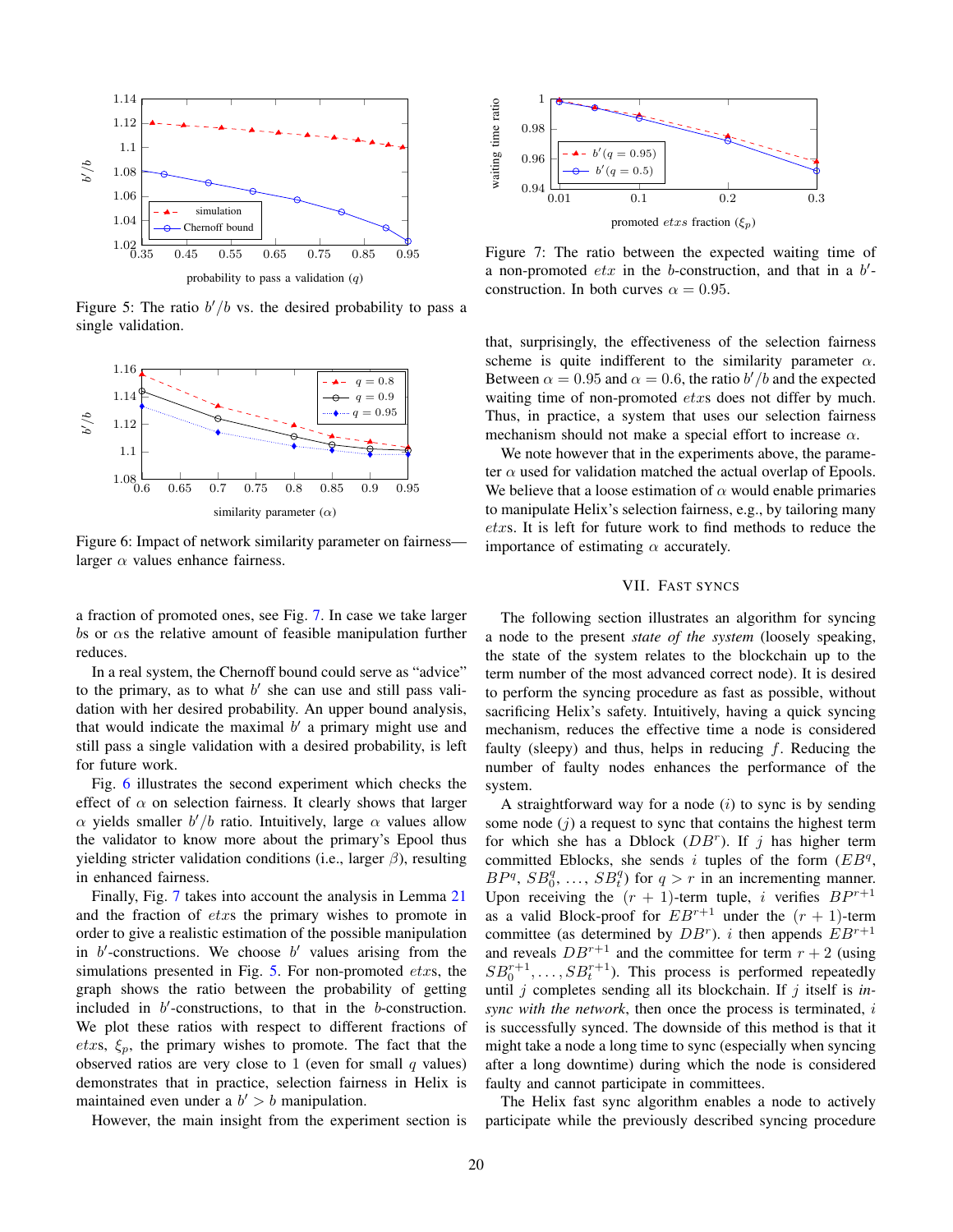Figure 5: The ratio $b'/b$ vs. the desired probability to pass a single validation.

Figure 6: Impact of network similarity parameter on fairness—larger $\alpha$ values enhance fairness.

a fraction of promoted ones, see Fig. 7. In case we take larger $b$s or $\alpha$s the relative amount of feasible manipulation further reduces.

In a real system, the Chernoff bound could serve as "advice" to the primary, as to what $b'$ she can use and still pass validation with her desired probability. An upper bound analysis, that would indicate the maximal $b'$ a primary might use and still pass a single validation with a desired probability, is left for future work.

Fig. 6 illustrates the second experiment which checks the effect of $\alpha$ on selection fairness. It clearly shows that larger $\alpha$ yields smaller $b'/b$ ratio. Intuitively, large $\alpha$ values allow the validator to know more about the primary's Epool thus yielding stricter validation conditions (i.e., larger $\beta$), resulting in enhanced fairness.

Finally, Fig. 7 takes into account the analysis in Lemma 21 and the fraction of $etx$s the primary wishes to promote in order to give a realistic estimation of the possible manipulation in $b'$-constructions. We choose $b'$ values arising from the simulations presented in Fig. 5. For non-promoted $etx$s, the graph shows the ratio between the probability of getting included in $b'$-constructions, to that in the $b$-construction. We plot these ratios with respect to different fractions of $etx$s, $\xi_p$, the primary wishes to promote. The fact that the observed ratios are very close to 1 (even for small $q$ values) demonstrates that in practice, selection fairness in Helix is maintained even under a $b' > b$ manipulation.

However, the main insight from the experiment section is

Figure 7: The ratio between the expected waiting time of a non-promoted $etx$ in the $b$-construction, and that in a $b'$-construction. In both curves $\alpha = 0.95$.

that, surprisingly, the effectiveness of the selection fairness scheme is quite indifferent to the similarity parameter $\alpha$. Between $\alpha = 0.95$ and $\alpha = 0.6$, the ratio $b'/b$ and the expected waiting time of non-promoted $etx$s does not differ by much. Thus, in practice, a system that uses our selection fairness mechanism should not make a special effort to increase $\alpha$.

We note however that in the experiments above, the parameter $\alpha$ used for validation matched the actual overlap of Epools. We believe that a loose estimation of $\alpha$ would enable primaries to manipulate Helix's selection fairness, e.g., by tailoring many $etx$s. It is left for future work to find methods to reduce the importance of estimating $\alpha$ accurately.

## VII. Fast Syncs

The following section illustrates an algorithm for syncing a node to the present *state of the system* (loosely speaking, the state of the system relates to the blockchain up to the term number of the most advanced correct node). It is desired to perform the syncing procedure as fast as possible, without sacrificing Helix's safety. Intuitively, having a quick syncing mechanism, reduces the effective time a node is considered faulty (sleepy) and thus, helps in reducing $f$. Reducing the number of faulty nodes enhances the performance of the system.

A straightforward way for a node ($i$) to sync is by sending some node ($j$) a request to sync that contains the highest term for which she has a Dblock ($DB^r$). If $j$ has higher term committed Eblocks, she sends $i$ tuples of the form ($EB^q$, $BP^q$, $SB_0^q$, ..., $SB_t^q$) for $q > r$ in an incrementing manner. Upon receiving the $(r+1)$-term tuple, $i$ verifies $BP^{r+1}$ as a valid Block-proof for $EB^{r+1}$ under the $(r+1)$-term committee (as determined by $DB^r$). $i$ then appends $EB^{r+1}$ and reveals $DB^{r+1}$ and the committee for term $r+2$ (using $SB_0^{r+1}, \ldots, SB_t^{r+1}$). This process is performed repeatedly until $j$ completes sending all its blockchain. If $j$ itself is *in-sync with the network*, then once the process is terminated, $i$ is successfully synced. The downside of this method is that it might take a node a long time to sync (especially when syncing after a long downtime) during which the node is considered faulty and cannot participate in committees.

The Helix fast sync algorithm enables a node to actively participate while the previously described syncing procedure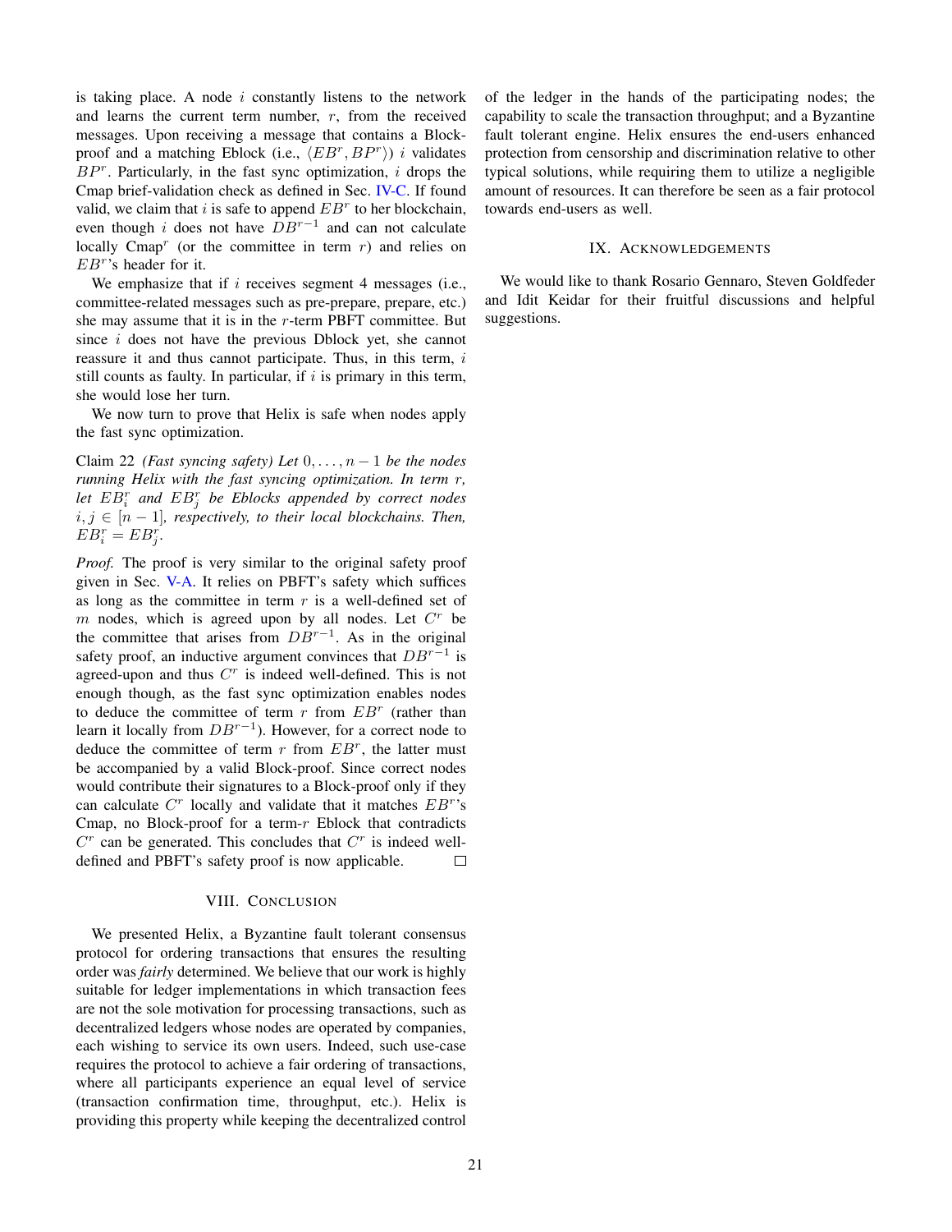is taking place. A node $i$ constantly listens to the network and learns the current term number, $r$, from the received messages. Upon receiving a message that contains a Block-proof and a matching Eblock (i.e., $\langle EB^r, BP^r \rangle$) $i$ validates $BP^r$. Particularly, in the fast sync optimization, $i$ drops the Cmap brief-validation check as defined in Sec. IV-C. If found valid, we claim that $i$ is safe to append $EB^r$ to her blockchain, even though $i$ does not have $DB^{r-1}$ and can not calculate locally Cmap$^r$ (or the committee in term $r$) and relies on $EB^r$'s header for it.

We emphasize that if $i$ receives segment 4 messages (i.e., committee-related messages such as pre-prepare, prepare, etc.) she may assume that it is in the $r$-term PBFT committee. But since $i$ does not have the previous Dblock yet, she cannot reassure it and thus cannot participate. Thus, in this term, $i$ still counts as faulty. In particular, if $i$ is primary in this term, she would lose her turn.

We now turn to prove that Helix is safe when nodes apply the fast sync optimization.

Claim 22 *(Fast syncing safety) Let $0, \ldots, n-1$ be the nodes running Helix with the fast syncing optimization. In term $r$, let $EB_i^r$ and $EB_j^r$ be Eblocks appended by correct nodes $i, j \in [n-1]$, respectively, to their local blockchains. Then, $EB_i^r = EB_j^r$.*

*Proof.* The proof is very similar to the original safety proof given in Sec. V-A. It relies on PBFT's safety which suffices as long as the committee in term $r$ is a well-defined set of $m$ nodes, which is agreed upon by all nodes. Let $C^r$ be the committee that arises from $DB^{r-1}$. As in the original safety proof, an inductive argument convinces that $DB^{r-1}$ is agreed-upon and thus $C^r$ is indeed well-defined. This is not enough though, as the fast sync optimization enables nodes to deduce the committee of term $r$ from $EB^r$ (rather than learn it locally from $DB^{r-1}$). However, for a correct node to deduce the committee of term $r$ from $EB^r$, the latter must be accompanied by a valid Block-proof. Since correct nodes would contribute their signatures to a Block-proof only if they can calculate $C^r$ locally and validate that it matches $EB^r$'s Cmap, no Block-proof for a term-$r$ Eblock that contradicts $C^r$ can be generated. This concludes that $C^r$ is indeed well-defined and PBFT's safety proof is now applicable. □

## VIII. Conclusion

We presented Helix, a Byzantine fault tolerant consensus protocol for ordering transactions that ensures the resulting order was *fairly* determined. We believe that our work is highly suitable for ledger implementations in which transaction fees are not the sole motivation for processing transactions, such as decentralized ledgers whose nodes are operated by companies, each wishing to service its own users. Indeed, such use-case requires the protocol to achieve a fair ordering of transactions, where all participants experience an equal level of service (transaction confirmation time, throughput, etc.). Helix is providing this property while keeping the decentralized control of the ledger in the hands of the participating nodes; the capability to scale the transaction throughput; and a Byzantine fault tolerant engine. Helix ensures the end-users enhanced protection from censorship and discrimination relative to other typical solutions, while requiring them to utilize a negligible amount of resources. It can therefore be seen as a fair protocol towards end-users as well.

## IX. Acknowledgements

We would like to thank Rosario Gennaro, Steven Goldfeder and Idit Keidar for their fruitful discussions and helpful suggestions.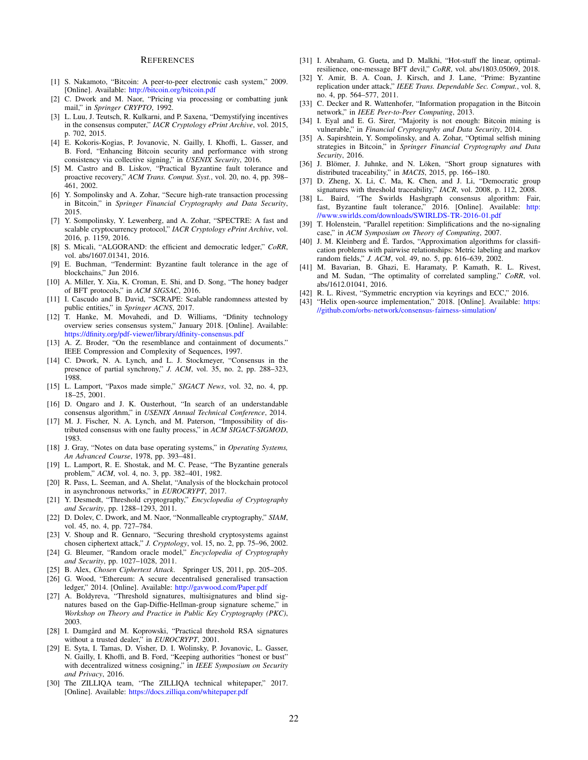## REFERENCES

[1] S. Nakamoto, "Bitcoin: A peer-to-peer electronic cash system," 2009. [Online]. Available: http://bitcoin.org/bitcoin.pdf

[2] C. Dwork and M. Naor, "Pricing via processing or combatting junk mail," in *Springer CRYPTO*, 1992.

[3] L. Luu, J. Teutsch, R. Kulkarni, and P. Saxena, "Demystifying incentives in the consensus computer," *IACR Cryptology ePrint Archive*, vol. 2015, p. 702, 2015.

[4] E. Kokoris-Kogias, P. Jovanovic, N. Gailly, I. Khoffi, L. Gasser, and B. Ford, "Enhancing Bitcoin security and performance with strong consistency via collective signing," in *USENIX Security*, 2016.

[5] M. Castro and B. Liskov, "Practical Byzantine fault tolerance and proactive recovery," *ACM Trans. Comput. Syst.*, vol. 20, no. 4, pp. 398–461, 2002.

[6] Y. Sompolinsky and A. Zohar, "Secure high-rate transaction processing in Bitcoin," in *Springer Financial Cryptography and Data Security*, 2015.

[7] Y. Sompolinsky, Y. Lewenberg, and A. Zohar, "SPECTRE: A fast and scalable cryptocurrency protocol," *IACR Cryptology ePrint Archive*, vol. 2016, p. 1159, 2016.

[8] S. Micali, "ALGORAND: the efficient and democratic ledger," *CoRR*, vol. abs/1607.01341, 2016.

[9] E. Buchman, "Tendermint: Byzantine fault tolerance in the age of blockchains," Jun 2016.

[10] A. Miller, Y. Xia, K. Croman, E. Shi, and D. Song, "The honey badger of BFT protocols," in *ACM SIGSAC*, 2016.

[11] I. Cascudo and B. David, "SCRAPE: Scalable randomness attested by public entities," in *Springer ACNS*, 2017.

[12] T. Hanke, M. Movahedi, and D. Williams, "Dfinity technology overview series consensus system," January 2018. [Online]. Available: https://dfinity.org/pdf-viewer/library/dfinity-consensus.pdf

[13] A. Z. Broder, "On the resemblance and containment of documents." IEEE Compression and Complexity of Sequences, 1997.

[14] C. Dwork, N. A. Lynch, and L. J. Stockmeyer, "Consensus in the presence of partial synchrony," *J. ACM*, vol. 35, no. 2, pp. 288–323, 1988.

[15] L. Lamport, "Paxos made simple," *SIGACT News*, vol. 32, no. 4, pp. 18–25, 2001.

[16] D. Ongaro and J. K. Ousterhout, "In search of an understandable consensus algorithm," in *USENIX Annual Technical Conference*, 2014.

[17] M. J. Fischer, N. A. Lynch, and M. Paterson, "Impossibility of distributed consensus with one faulty process," in *ACM SIGACT-SIGMOD*, 1983.

[18] J. Gray, "Notes on data base operating systems," in *Operating Systems, An Advanced Course*, 1978, pp. 393–481.

[19] L. Lamport, R. E. Shostak, and M. C. Pease, "The Byzantine generals problem," *ACM*, vol. 4, no. 3, pp. 382–401, 1982.

[20] R. Pass, L. Seeman, and A. Shelat, "Analysis of the blockchain protocol in asynchronous networks," in *EUROCRYPT*, 2017.

[21] Y. Desmedt, "Threshold cryptography," *Encyclopedia of Cryptography and Security*, pp. 1288–1293, 2011.

[22] D. Dolev, C. Dwork, and M. Naor, "Nonmalleable cryptography," *SIAM*, vol. 45, no. 4, pp. 727–784.

[23] V. Shoup and R. Gennaro, "Securing threshold cryptosystems against chosen ciphertext attack," *J. Cryptology*, vol. 15, no. 2, pp. 75–96, 2002.

[24] G. Bleumer, "Random oracle model," *Encyclopedia of Cryptography and Security*, pp. 1027–1028, 2011.

[25] B. Alex, *Chosen Ciphertext Attack*. Springer US, 2011, pp. 205–205.

[26] G. Wood, "Ethereum: A secure decentralised generalised transaction ledger," 2014. [Online]. Available: http://gavwood.com/Paper.pdf

[27] A. Boldyreva, "Threshold signatures, multisignatures and blind signatures based on the Gap-Diffie-Hellman-group signature scheme," in *Workshop on Theory and Practice in Public Key Cryptography (PKC)*, 2003.

[28] I. Damgård and M. Koprowski, "Practical threshold RSA signatures without a trusted dealer," in *EUROCRYPT*, 2001.

[29] E. Syta, I. Tamas, D. Visher, D. I. Wolinsky, P. Jovanovic, L. Gasser, N. Gailly, I. Khoffi, and B. Ford, "Keeping authorities "honest or bust" with decentralized witness cosigning," in *IEEE Symposium on Security and Privacy*, 2016.

[30] The ZILLIQA team, "The ZILLIQA technical whitepaper," 2017. [Online]. Available: https://docs.zilliqa.com/whitepaper.pdf

[31] I. Abraham, G. Gueta, and D. Malkhi, "Hot-stuff the linear, optimal-resilience, one-message BFT devil," *CoRR*, vol. abs/1803.05069, 2018.

[32] Y. Amir, B. A. Coan, J. Kirsch, and J. Lane, "Prime: Byzantine replication under attack," *IEEE Trans. Dependable Sec. Comput.*, vol. 8, no. 4, pp. 564–577, 2011.

[33] C. Decker and R. Wattenhofer, "Information propagation in the Bitcoin network," in *IEEE Peer-to-Peer Computing*, 2013.

[34] I. Eyal and E. G. Sirer, "Majority is not enough: Bitcoin mining is vulnerable," in *Financial Cryptography and Data Security*, 2014.

[35] A. Sapirshtein, Y. Sompolinsky, and A. Zohar, "Optimal selfish mining strategies in Bitcoin," in *Springer Financial Cryptography and Data Security*, 2016.

[36] J. Blömer, J. Juhnke, and N. Löken, "Short group signatures with distributed traceability," in *MACIS*, 2015, pp. 166–180.

[37] D. Zheng, X. Li, C. Ma, K. Chen, and J. Li, "Democratic group signatures with threshold traceability," *IACR*, vol. 2008, p. 112, 2008.

[38] L. Baird, "The Swirlds Hashgraph consensus algorithm: Fair, fast, Byzantine fault tolerance," 2016. [Online]. Available: http://www.swirlds.com/downloads/SWIRLDS-TR-2016-01.pdf

[39] T. Holenstein, "Parallel repetition: Simplifications and the no-signaling case," in *ACM Symposium on Theory of Computing*, 2007.

[40] J. M. Kleinberg and É. Tardos, "Approximation algorithms for classification problems with pairwise relationships: Metric labeling and markov random fields," *J. ACM*, vol. 49, no. 5, pp. 616–639, 2002.

[41] M. Bavarian, B. Ghazi, E. Haramaty, P. Kamath, R. L. Rivest, and M. Sudan, "The optimality of correlated sampling," *CoRR*, vol. abs/1612.01041, 2016.

[42] R. L. Rivest, "Symmetric encryption via keyrings and ECC," 2016.

[43] "Helix open-source implementation," 2018. [Online]. Available: https://github.com/orbs-network/consensus-fairness-simulation/